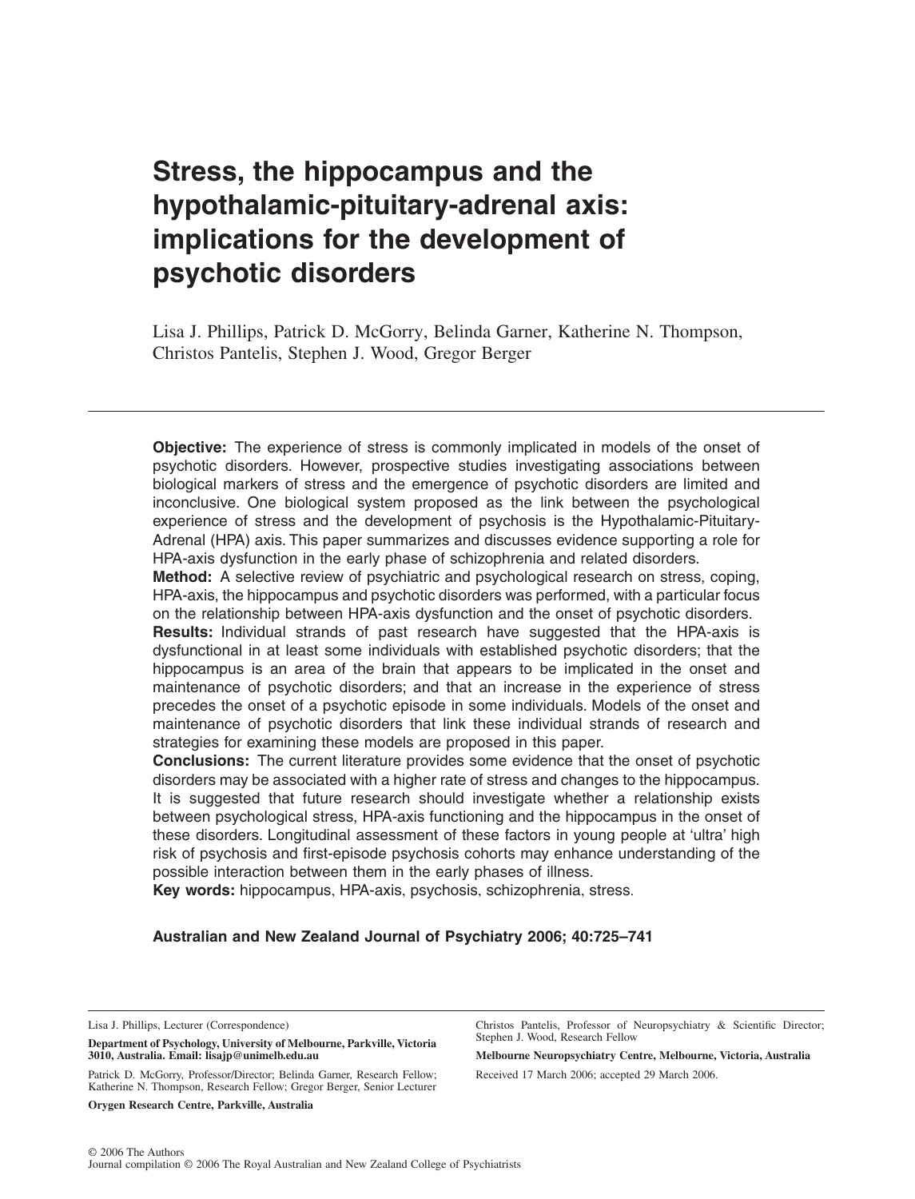# Stress, the hippocampus and the hypothalamic-pituitary-adrenal axis: implications for the development of psychotic disorders

Lisa J. Phillips, Patrick D. McGorry, Belinda Garner, Katherine N. Thompson, Christos Pantelis, Stephen J. Wood, Gregor Berger

---

**Objective:** The experience of stress is commonly implicated in models of the onset of psychotic disorders. However, prospective studies investigating associations between biological markers of stress and the emergence of psychotic disorders are limited and inconclusive. One biological system proposed as the link between the psychological experience of stress and the development of psychosis is the Hypothalamic-Pituitary-Adrenal (HPA) axis. This paper summarizes and discusses evidence supporting a role for HPA-axis dysfunction in the early phase of schizophrenia and related disorders.

**Method:** A selective review of psychiatric and psychological research on stress, coping, HPA-axis, the hippocampus and psychotic disorders was performed, with a particular focus on the relationship between HPA-axis dysfunction and the onset of psychotic disorders.

**Results:** Individual strands of past research have suggested that the HPA-axis is dysfunctional in at least some individuals with established psychotic disorders; that the hippocampus is an area of the brain that appears to be implicated in the onset and maintenance of psychotic disorders; and that an increase in the experience of stress precedes the onset of a psychotic episode in some individuals. Models of the onset and maintenance of psychotic disorders that link these individual strands of research and strategies for examining these models are proposed in this paper.

**Conclusions:** The current literature provides some evidence that the onset of psychotic disorders may be associated with a higher rate of stress and changes to the hippocampus. It is suggested that future research should investigate whether a relationship exists between psychological stress, HPA-axis functioning and the hippocampus in the onset of these disorders. Longitudinal assessment of these factors in young people at 'ultra' high risk of psychosis and first-episode psychosis cohorts may enhance understanding of the possible interaction between them in the early phases of illness.

**Key words:** hippocampus, HPA-axis, psychosis, schizophrenia, stress.

**Australian and New Zealand Journal of Psychiatry 2006; 40:725–741**

---

Lisa J. Phillips, Lecturer (Correspondence)

**Department of Psychology, University of Melbourne, Parkville, Victoria 3010, Australia. Email: lisajp@unimelb.edu.au**

Patrick D. McGorry, Professor/Director; Belinda Garner, Research Fellow; Katherine N. Thompson, Research Fellow; Gregor Berger, Senior Lecturer

**Orygen Research Centre, Parkville, Australia**

Christos Pantelis, Professor of Neuropsychiatry & Scientific Director; Stephen J. Wood, Research Fellow

**Melbourne Neuropsychiatry Centre, Melbourne, Victoria, Australia**

Received 17 March 2006; accepted 29 March 2006.

© 2006 The Authors
Journal compilation © 2006 The Royal Australian and New Zealand College of Psychiatrists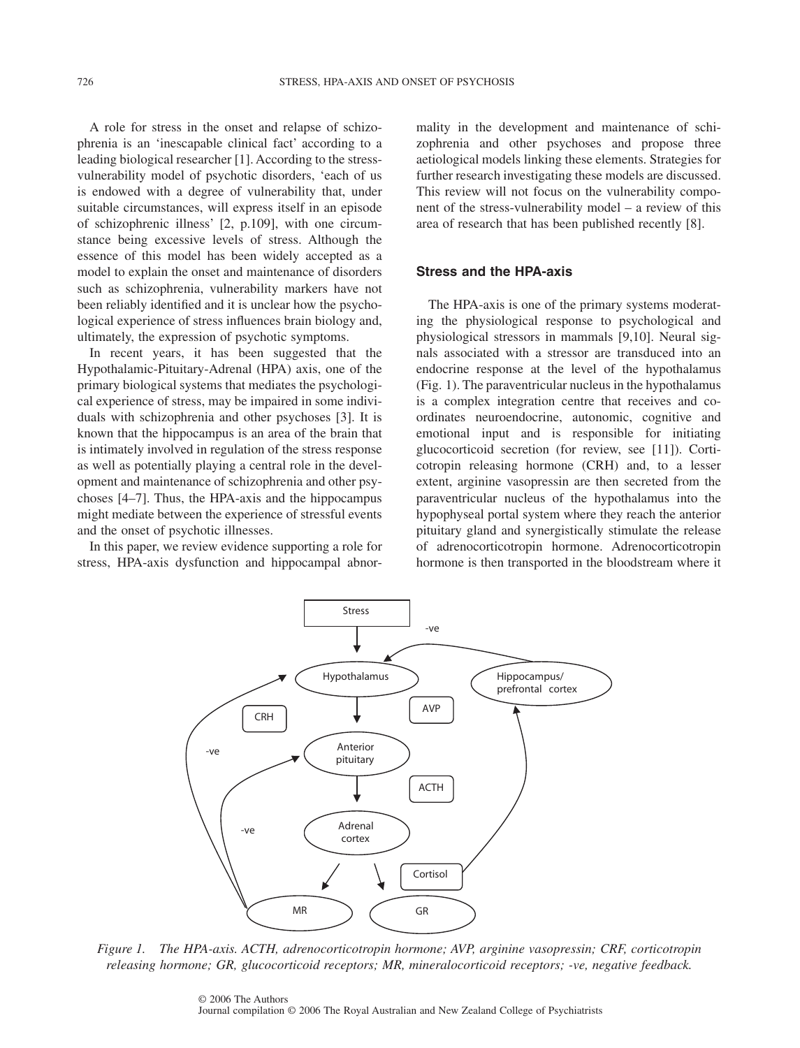A role for stress in the onset and relapse of schizophrenia is an 'inescapable clinical fact' according to a leading biological researcher [1]. According to the stress-vulnerability model of psychotic disorders, 'each of us is endowed with a degree of vulnerability that, under suitable circumstances, will express itself in an episode of schizophrenic illness' [2, p.109], with one circumstance being excessive levels of stress. Although the essence of this model has been widely accepted as a model to explain the onset and maintenance of disorders such as schizophrenia, vulnerability markers have not been reliably identified and it is unclear how the psychological experience of stress influences brain biology and, ultimately, the expression of psychotic symptoms.

In recent years, it has been suggested that the Hypothalamic-Pituitary-Adrenal (HPA) axis, one of the primary biological systems that mediates the psychological experience of stress, may be impaired in some individuals with schizophrenia and other psychoses [3]. It is known that the hippocampus is an area of the brain that is intimately involved in regulation of the stress response as well as potentially playing a central role in the development and maintenance of schizophrenia and other psychoses [4–7]. Thus, the HPA-axis and the hippocampus might mediate between the experience of stressful events and the onset of psychotic illnesses.

In this paper, we review evidence supporting a role for stress, HPA-axis dysfunction and hippocampal abnormality in the development and maintenance of schizophrenia and other psychoses and propose three aetiological models linking these elements. Strategies for further research investigating these models are discussed. This review will not focus on the vulnerability component of the stress-vulnerability model – a review of this area of research that has been published recently [8].

## Stress and the HPA-axis

The HPA-axis is one of the primary systems moderating the physiological response to psychological and physiological stressors in mammals [9,10]. Neural signals associated with a stressor are transduced into an endocrine response at the level of the hypothalamus (Fig. 1). The paraventricular nucleus in the hypothalamus is a complex integration centre that receives and coordinates neuroendocrine, autonomic, cognitive and emotional input and is responsible for initiating glucocorticoid secretion (for review, see [11]). Corticotropin releasing hormone (CRH) and, to a lesser extent, arginine vasopressin are then secreted from the paraventricular nucleus of the hypothalamus into the hypophyseal portal system where they reach the anterior pituitary gland and synergistically stimulate the release of adrenocorticotropin hormone. Adrenocorticotropin hormone is then transported in the bloodstream where it

*Figure 1. The HPA-axis. ACTH, adrenocorticotropin hormone; AVP, arginine vasopressin; CRF, corticotropin releasing hormone; GR, glucocorticoid receptors; MR, mineralocorticoid receptors; -ve, negative feedback.*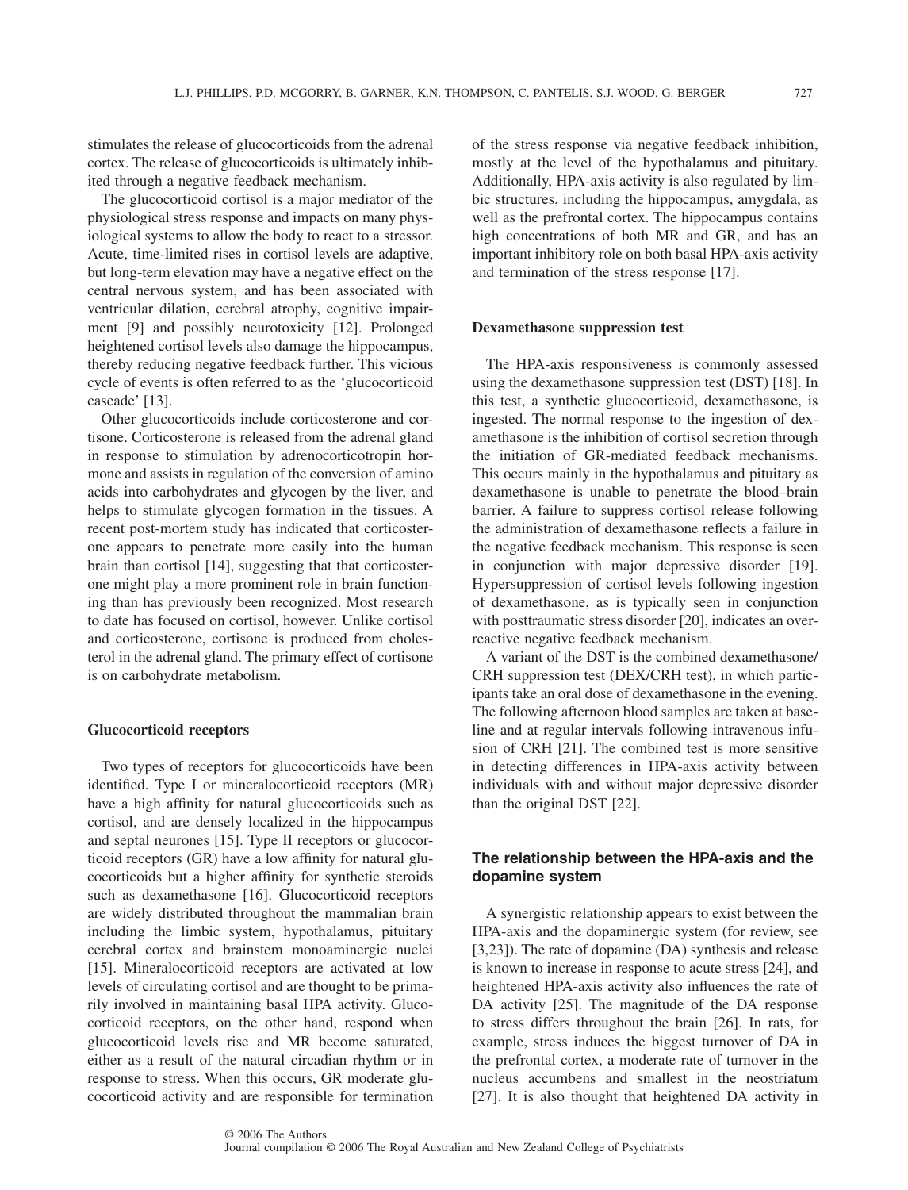stimulates the release of glucocorticoids from the adrenal cortex. The release of glucocorticoids is ultimately inhibited through a negative feedback mechanism.

The glucocorticoid cortisol is a major mediator of the physiological stress response and impacts on many physiological systems to allow the body to react to a stressor. Acute, time-limited rises in cortisol levels are adaptive, but long-term elevation may have a negative effect on the central nervous system, and has been associated with ventricular dilation, cerebral atrophy, cognitive impairment [9] and possibly neurotoxicity [12]. Prolonged heightened cortisol levels also damage the hippocampus, thereby reducing negative feedback further. This vicious cycle of events is often referred to as the 'glucocorticoid cascade' [13].

Other glucocorticoids include corticosterone and cortisone. Corticosterone is released from the adrenal gland in response to stimulation by adrenocorticotropin hormone and assists in regulation of the conversion of amino acids into carbohydrates and glycogen by the liver, and helps to stimulate glycogen formation in the tissues. A recent post-mortem study has indicated that corticosterone appears to penetrate more easily into the human brain than cortisol [14], suggesting that that corticosterone might play a more prominent role in brain functioning than has previously been recognized. Most research to date has focused on cortisol, however. Unlike cortisol and corticosterone, cortisone is produced from cholesterol in the adrenal gland. The primary effect of cortisone is on carbohydrate metabolism.

**Glucocorticoid receptors**

Two types of receptors for glucocorticoids have been identified. Type I or mineralocorticoid receptors (MR) have a high affinity for natural glucocorticoids such as cortisol, and are densely localized in the hippocampus and septal neurones [15]. Type II receptors or glucocorticoid receptors (GR) have a low affinity for natural glucocorticoids but a higher affinity for synthetic steroids such as dexamethasone [16]. Glucocorticoid receptors are widely distributed throughout the mammalian brain including the limbic system, hypothalamus, pituitary cerebral cortex and brainstem monoaminergic nuclei [15]. Mineralocorticoid receptors are activated at low levels of circulating cortisol and are thought to be primarily involved in maintaining basal HPA activity. Glucocorticoid receptors, on the other hand, respond when glucocorticoid levels rise and MR become saturated, either as a result of the natural circadian rhythm or in response to stress. When this occurs, GR moderate glucocorticoid activity and are responsible for termination of the stress response via negative feedback inhibition, mostly at the level of the hypothalamus and pituitary. Additionally, HPA-axis activity is also regulated by limbic structures, including the hippocampus, amygdala, as well as the prefrontal cortex. The hippocampus contains high concentrations of both MR and GR, and has an important inhibitory role on both basal HPA-axis activity and termination of the stress response [17].

**Dexamethasone suppression test**

The HPA-axis responsiveness is commonly assessed using the dexamethasone suppression test (DST) [18]. In this test, a synthetic glucocorticoid, dexamethasone, is ingested. The normal response to the ingestion of dexamethasone is the inhibition of cortisol secretion through the initiation of GR-mediated feedback mechanisms. This occurs mainly in the hypothalamus and pituitary as dexamethasone is unable to penetrate the blood–brain barrier. A failure to suppress cortisol release following the administration of dexamethasone reflects a failure in the negative feedback mechanism. This response is seen in conjunction with major depressive disorder [19]. Hypersuppression of cortisol levels following ingestion of dexamethasone, as is typically seen in conjunction with posttraumatic stress disorder [20], indicates an overreactive negative feedback mechanism.

A variant of the DST is the combined dexamethasone/CRH suppression test (DEX/CRH test), in which participants take an oral dose of dexamethasone in the evening. The following afternoon blood samples are taken at baseline and at regular intervals following intravenous infusion of CRH [21]. The combined test is more sensitive in detecting differences in HPA-axis activity between individuals with and without major depressive disorder than the original DST [22].

## The relationship between the HPA-axis and the dopamine system

A synergistic relationship appears to exist between the HPA-axis and the dopaminergic system (for review, see [3,23]). The rate of dopamine (DA) synthesis and release is known to increase in response to acute stress [24], and heightened HPA-axis activity also influences the rate of DA activity [25]. The magnitude of the DA response to stress differs throughout the brain [26]. In rats, for example, stress induces the biggest turnover of DA in the prefrontal cortex, a moderate rate of turnover in the nucleus accumbens and smallest in the neostriatum [27]. It is also thought that heightened DA activity in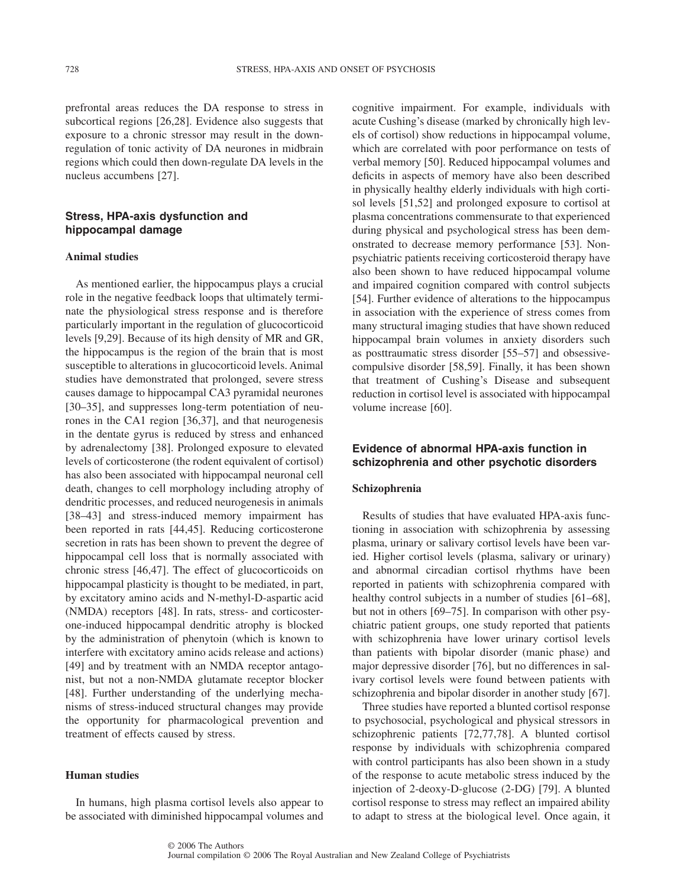prefrontal areas reduces the DA response to stress in subcortical regions [26,28]. Evidence also suggests that exposure to a chronic stressor may result in the down-regulation of tonic activity of DA neurones in midbrain regions which could then down-regulate DA levels in the nucleus accumbens [27].

## Stress, HPA-axis dysfunction and hippocampal damage

### Animal studies

As mentioned earlier, the hippocampus plays a crucial role in the negative feedback loops that ultimately terminate the physiological stress response and is therefore particularly important in the regulation of glucocorticoid levels [9,29]. Because of its high density of MR and GR, the hippocampus is the region of the brain that is most susceptible to alterations in glucocorticoid levels. Animal studies have demonstrated that prolonged, severe stress causes damage to hippocampal CA3 pyramidal neurones [30–35], and suppresses long-term potentiation of neurones in the CA1 region [36,37], and that neurogenesis in the dentate gyrus is reduced by stress and enhanced by adrenalectomy [38]. Prolonged exposure to elevated levels of corticosterone (the rodent equivalent of cortisol) has also been associated with hippocampal neuronal cell death, changes to cell morphology including atrophy of dendritic processes, and reduced neurogenesis in animals [38–43] and stress-induced memory impairment has been reported in rats [44,45]. Reducing corticosterone secretion in rats has been shown to prevent the degree of hippocampal cell loss that is normally associated with chronic stress [46,47]. The effect of glucocorticoids on hippocampal plasticity is thought to be mediated, in part, by excitatory amino acids and N-methyl-D-aspartic acid (NMDA) receptors [48]. In rats, stress- and corticosterone-induced hippocampal dendritic atrophy is blocked by the administration of phenytoin (which is known to interfere with excitatory amino acids release and actions) [49] and by treatment with an NMDA receptor antagonist, but not a non-NMDA glutamate receptor blocker [48]. Further understanding of the underlying mechanisms of stress-induced structural changes may provide the opportunity for pharmacological prevention and treatment of effects caused by stress.

### Human studies

In humans, high plasma cortisol levels also appear to be associated with diminished hippocampal volumes and cognitive impairment. For example, individuals with acute Cushing's disease (marked by chronically high levels of cortisol) show reductions in hippocampal volume, which are correlated with poor performance on tests of verbal memory [50]. Reduced hippocampal volumes and deficits in aspects of memory have also been described in physically healthy elderly individuals with high cortisol levels [51,52] and prolonged exposure to cortisol at plasma concentrations commensurate to that experienced during physical and psychological stress has been demonstrated to decrease memory performance [53]. Non-psychiatric patients receiving corticosteroid therapy have also been shown to have reduced hippocampal volume and impaired cognition compared with control subjects [54]. Further evidence of alterations to the hippocampus in association with the experience of stress comes from many structural imaging studies that have shown reduced hippocampal brain volumes in anxiety disorders such as posttraumatic stress disorder [55–57] and obsessive-compulsive disorder [58,59]. Finally, it has been shown that treatment of Cushing's Disease and subsequent reduction in cortisol level is associated with hippocampal volume increase [60].

## Evidence of abnormal HPA-axis function in schizophrenia and other psychotic disorders

### Schizophrenia

Results of studies that have evaluated HPA-axis functioning in association with schizophrenia by assessing plasma, urinary or salivary cortisol levels have been varied. Higher cortisol levels (plasma, salivary or urinary) and abnormal circadian cortisol rhythms have been reported in patients with schizophrenia compared with healthy control subjects in a number of studies [61–68], but not in others [69–75]. In comparison with other psychiatric patient groups, one study reported that patients with schizophrenia have lower urinary cortisol levels than patients with bipolar disorder (manic phase) and major depressive disorder [76], but no differences in salivary cortisol levels were found between patients with schizophrenia and bipolar disorder in another study [67].

Three studies have reported a blunted cortisol response to psychosocial, psychological and physical stressors in schizophrenic patients [72,77,78]. A blunted cortisol response by individuals with schizophrenia compared with control participants has also been shown in a study of the response to acute metabolic stress induced by the injection of 2-deoxy-D-glucose (2-DG) [79]. A blunted cortisol response to stress may reflect an impaired ability to adapt to stress at the biological level. Once again, it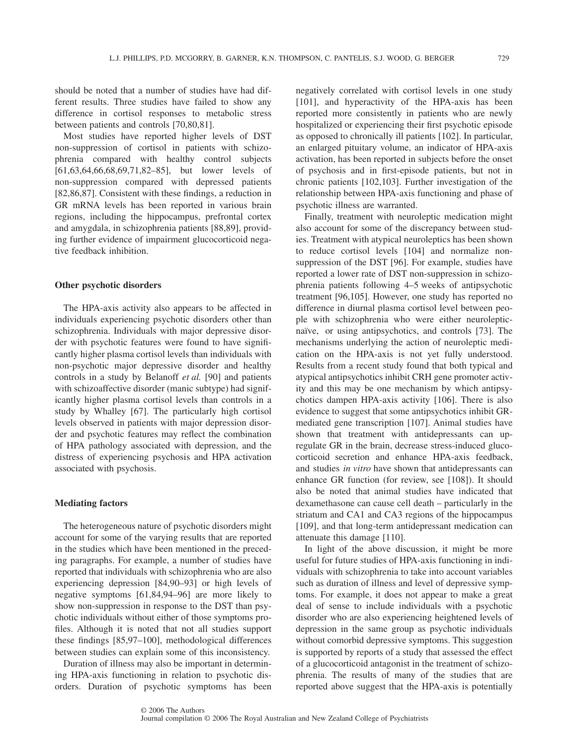should be noted that a number of studies have had different results. Three studies have failed to show any difference in cortisol responses to metabolic stress between patients and controls [70,80,81].

Most studies have reported higher levels of DST non-suppression of cortisol in patients with schizophrenia compared with healthy control subjects [61,63,64,66,68,69,71,82–85], but lower levels of non-suppression compared with depressed patients [82,86,87]. Consistent with these findings, a reduction in GR mRNA levels has been reported in various brain regions, including the hippocampus, prefrontal cortex and amygdala, in schizophrenia patients [88,89], providing further evidence of impairment glucocorticoid negative feedback inhibition.

### Other psychotic disorders

The HPA-axis activity also appears to be affected in individuals experiencing psychotic disorders other than schizophrenia. Individuals with major depressive disorder with psychotic features were found to have significantly higher plasma cortisol levels than individuals with non-psychotic major depressive disorder and healthy controls in a study by Belanoff *et al.* [90] and patients with schizoaffective disorder (manic subtype) had significantly higher plasma cortisol levels than controls in a study by Whalley [67]. The particularly high cortisol levels observed in patients with major depression disorder and psychotic features may reflect the combination of HPA pathology associated with depression, and the distress of experiencing psychosis and HPA activation associated with psychosis.

### Mediating factors

The heterogeneous nature of psychotic disorders might account for some of the varying results that are reported in the studies which have been mentioned in the preceding paragraphs. For example, a number of studies have reported that individuals with schizophrenia who are also experiencing depression [84,90–93] or high levels of negative symptoms [61,84,94–96] are more likely to show non-suppression in response to the DST than psychotic individuals without either of those symptoms profiles. Although it is noted that not all studies support these findings [85,97–100], methodological differences between studies can explain some of this inconsistency.

Duration of illness may also be important in determining HPA-axis functioning in relation to psychotic disorders. Duration of psychotic symptoms has been negatively correlated with cortisol levels in one study [101], and hyperactivity of the HPA-axis has been reported more consistently in patients who are newly hospitalized or experiencing their first psychotic episode as opposed to chronically ill patients [102]. In particular, an enlarged pituitary volume, an indicator of HPA-axis activation, has been reported in subjects before the onset of psychosis and in first-episode patients, but not in chronic patients [102,103]. Further investigation of the relationship between HPA-axis functioning and phase of psychotic illness are warranted.

Finally, treatment with neuroleptic medication might also account for some of the discrepancy between studies. Treatment with atypical neuroleptics has been shown to reduce cortisol levels [104] and normalize non-suppression of the DST [96]. For example, studies have reported a lower rate of DST non-suppression in schizophrenia patients following 4–5 weeks of antipsychotic treatment [96,105]. However, one study has reported no difference in diurnal plasma cortisol level between people with schizophrenia who were either neuroleptic-naïve, or using antipsychotics, and controls [73]. The mechanisms underlying the action of neuroleptic medication on the HPA-axis is not yet fully understood. Results from a recent study found that both typical and atypical antipsychotics inhibit CRH gene promoter activity and this may be one mechanism by which antipsychotics dampen HPA-axis activity [106]. There is also evidence to suggest that some antipsychotics inhibit GR-mediated gene transcription [107]. Animal studies have shown that treatment with antidepressants can up-regulate GR in the brain, decrease stress-induced glucocorticoid secretion and enhance HPA-axis feedback, and studies *in vitro* have shown that antidepressants can enhance GR function (for review, see [108]). It should also be noted that animal studies have indicated that dexamethasone can cause cell death – particularly in the striatum and CA1 and CA3 regions of the hippocampus [109], and that long-term antidepressant medication can attenuate this damage [110].

In light of the above discussion, it might be more useful for future studies of HPA-axis functioning in individuals with schizophrenia to take into account variables such as duration of illness and level of depressive symptoms. For example, it does not appear to make a great deal of sense to include individuals with a psychotic disorder who are also experiencing heightened levels of depression in the same group as psychotic individuals without comorbid depressive symptoms. This suggestion is supported by reports of a study that assessed the effect of a glucocorticoid antagonist in the treatment of schizophrenia. The results of many of the studies that are reported above suggest that the HPA-axis is potentially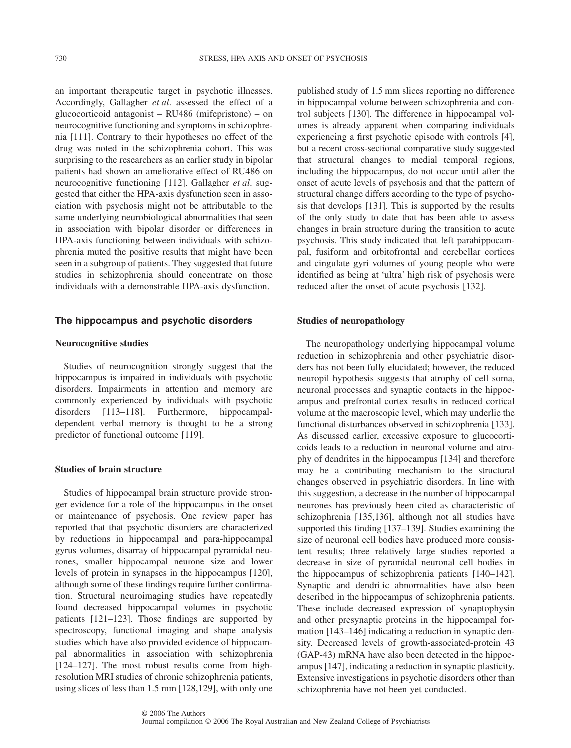an important therapeutic target in psychotic illnesses. Accordingly, Gallagher *et al.* assessed the effect of a glucocorticoid antagonist – RU486 (mifepristone) – on neurocognitive functioning and symptoms in schizophrenia [111]. Contrary to their hypotheses no effect of the drug was noted in the schizophrenia cohort. This was surprising to the researchers as an earlier study in bipolar patients had shown an ameliorative effect of RU486 on neurocognitive functioning [112]. Gallagher *et al.* suggested that either the HPA-axis dysfunction seen in association with psychosis might not be attributable to the same underlying neurobiological abnormalities that seen in association with bipolar disorder or differences in HPA-axis functioning between individuals with schizophrenia muted the positive results that might have been seen in a subgroup of patients. They suggested that future studies in schizophrenia should concentrate on those individuals with a demonstrable HPA-axis dysfunction.

## The hippocampus and psychotic disorders

### Neurocognitive studies

Studies of neurocognition strongly suggest that the hippocampus is impaired in individuals with psychotic disorders. Impairments in attention and memory are commonly experienced by individuals with psychotic disorders [113–118]. Furthermore, hippocampal-dependent verbal memory is thought to be a strong predictor of functional outcome [119].

### Studies of brain structure

Studies of hippocampal brain structure provide stronger evidence for a role of the hippocampus in the onset or maintenance of psychosis. One review paper has reported that that psychotic disorders are characterized by reductions in hippocampal and para-hippocampal gyrus volumes, disarray of hippocampal pyramidal neurones, smaller hippocampal neurone size and lower levels of protein in synapses in the hippocampus [120], although some of these findings require further confirmation. Structural neuroimaging studies have repeatedly found decreased hippocampal volumes in psychotic patients [121–123]. Those findings are supported by spectroscopy, functional imaging and shape analysis studies which have also provided evidence of hippocampal abnormalities in association with schizophrenia [124–127]. The most robust results come from high-resolution MRI studies of chronic schizophrenia patients, using slices of less than 1.5 mm [128,129], with only one published study of 1.5 mm slices reporting no difference in hippocampal volume between schizophrenia and control subjects [130]. The difference in hippocampal volumes is already apparent when comparing individuals experiencing a first psychotic episode with controls [4], but a recent cross-sectional comparative study suggested that structural changes to medial temporal regions, including the hippocampus, do not occur until after the onset of acute levels of psychosis and that the pattern of structural change differs according to the type of psychosis that develops [131]. This is supported by the results of the only study to date that has been able to assess changes in brain structure during the transition to acute psychosis. This study indicated that left parahippocampal, fusiform and orbitofrontal and cerebellar cortices and cingulate gyri volumes of young people who were identified as being at 'ultra' high risk of psychosis were reduced after the onset of acute psychosis [132].

### Studies of neuropathology

The neuropathology underlying hippocampal volume reduction in schizophrenia and other psychiatric disorders has not been fully elucidated; however, the reduced neuropil hypothesis suggests that atrophy of cell soma, neuronal processes and synaptic contacts in the hippocampus and prefrontal cortex results in reduced cortical volume at the macroscopic level, which may underlie the functional disturbances observed in schizophrenia [133]. As discussed earlier, excessive exposure to glucocorticoids leads to a reduction in neuronal volume and atrophy of dendrites in the hippocampus [134] and therefore may be a contributing mechanism to the structural changes observed in psychiatric disorders. In line with this suggestion, a decrease in the number of hippocampal neurones has previously been cited as characteristic of schizophrenia [135,136], although not all studies have supported this finding [137–139]. Studies examining the size of neuronal cell bodies have produced more consistent results; three relatively large studies reported a decrease in size of pyramidal neuronal cell bodies in the hippocampus of schizophrenia patients [140–142]. Synaptic and dendritic abnormalities have also been described in the hippocampus of schizophrenia patients. These include decreased expression of synaptophysin and other presynaptic proteins in the hippocampal formation [143–146] indicating a reduction in synaptic density. Decreased levels of growth-associated-protein 43 (GAP-43) mRNA have also been detected in the hippocampus [147], indicating a reduction in synaptic plasticity. Extensive investigations in psychotic disorders other than schizophrenia have not been yet conducted.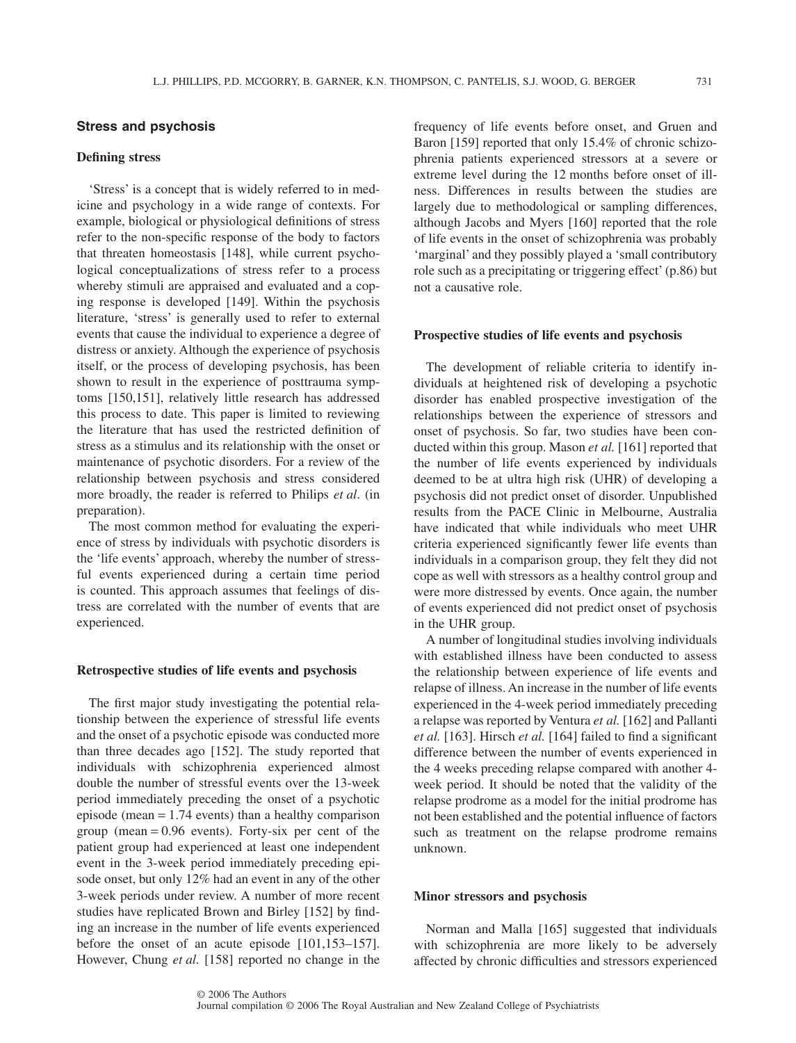## Stress and psychosis

### Defining stress

'Stress' is a concept that is widely referred to in medicine and psychology in a wide range of contexts. For example, biological or physiological definitions of stress refer to the non-specific response of the body to factors that threaten homeostasis [148], while current psychological conceptualizations of stress refer to a process whereby stimuli are appraised and evaluated and a coping response is developed [149]. Within the psychosis literature, 'stress' is generally used to refer to external events that cause the individual to experience a degree of distress or anxiety. Although the experience of psychosis itself, or the process of developing psychosis, has been shown to result in the experience of posttrauma symptoms [150,151], relatively little research has addressed this process to date. This paper is limited to reviewing the literature that has used the restricted definition of stress as a stimulus and its relationship with the onset or maintenance of psychotic disorders. For a review of the relationship between psychosis and stress considered more broadly, the reader is referred to Philips *et al*. (in preparation).

The most common method for evaluating the experience of stress by individuals with psychotic disorders is the 'life events' approach, whereby the number of stressful events experienced during a certain time period is counted. This approach assumes that feelings of distress are correlated with the number of events that are experienced.

### Retrospective studies of life events and psychosis

The first major study investigating the potential relationship between the experience of stressful life events and the onset of a psychotic episode was conducted more than three decades ago [152]. The study reported that individuals with schizophrenia experienced almost double the number of stressful events over the 13-week period immediately preceding the onset of a psychotic episode (mean = 1.74 events) than a healthy comparison group (mean = 0.96 events). Forty-six per cent of the patient group had experienced at least one independent event in the 3-week period immediately preceding episode onset, but only 12% had an event in any of the other 3-week periods under review. A number of more recent studies have replicated Brown and Birley [152] by finding an increase in the number of life events experienced before the onset of an acute episode [101,153–157]. However, Chung *et al.* [158] reported no change in the frequency of life events before onset, and Gruen and Baron [159] reported that only 15.4% of chronic schizophrenia patients experienced stressors at a severe or extreme level during the 12 months before onset of illness. Differences in results between the studies are largely due to methodological or sampling differences, although Jacobs and Myers [160] reported that the role of life events in the onset of schizophrenia was probably 'marginal' and they possibly played a 'small contributory role such as a precipitating or triggering effect' (p.86) but not a causative role.

### Prospective studies of life events and psychosis

The development of reliable criteria to identify individuals at heightened risk of developing a psychotic disorder has enabled prospective investigation of the relationships between the experience of stressors and onset of psychosis. So far, two studies have been conducted within this group. Mason *et al.* [161] reported that the number of life events experienced by individuals deemed to be at ultra high risk (UHR) of developing a psychosis did not predict onset of disorder. Unpublished results from the PACE Clinic in Melbourne, Australia have indicated that while individuals who meet UHR criteria experienced significantly fewer life events than individuals in a comparison group, they felt they did not cope as well with stressors as a healthy control group and were more distressed by events. Once again, the number of events experienced did not predict onset of psychosis in the UHR group.

A number of longitudinal studies involving individuals with established illness have been conducted to assess the relationship between experience of life events and relapse of illness. An increase in the number of life events experienced in the 4-week period immediately preceding a relapse was reported by Ventura *et al.* [162] and Pallanti *et al.* [163]. Hirsch *et al.* [164] failed to find a significant difference between the number of events experienced in the 4 weeks preceding relapse compared with another 4-week period. It should be noted that the validity of the relapse prodrome as a model for the initial prodrome has not been established and the potential influence of factors such as treatment on the relapse prodrome remains unknown.

### Minor stressors and psychosis

Norman and Malla [165] suggested that individuals with schizophrenia are more likely to be adversely affected by chronic difficulties and stressors experienced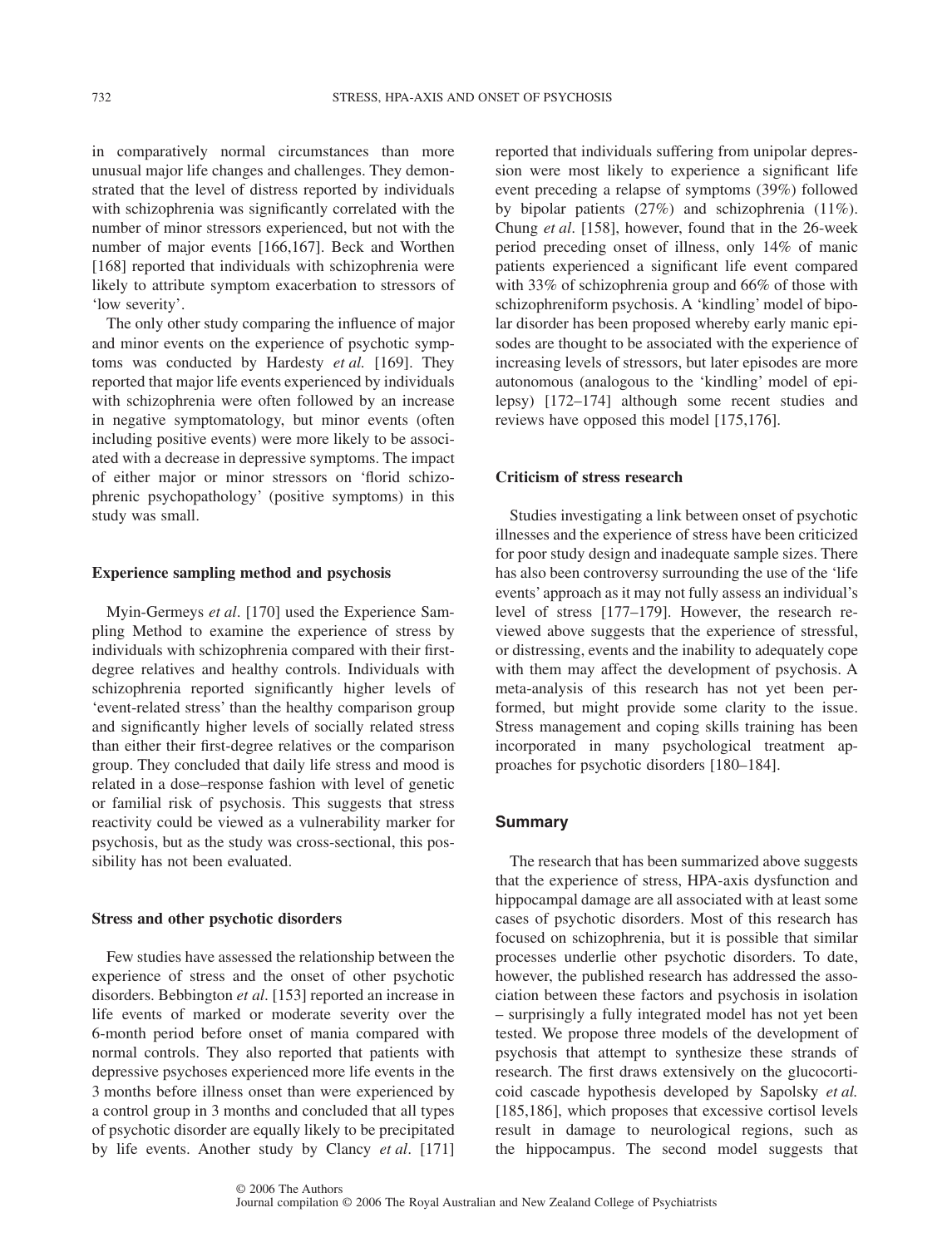in comparatively normal circumstances than more unusual major life changes and challenges. They demonstrated that the level of distress reported by individuals with schizophrenia was significantly correlated with the number of minor stressors experienced, but not with the number of major events [166,167]. Beck and Worthen [168] reported that individuals with schizophrenia were likely to attribute symptom exacerbation to stressors of 'low severity'.

The only other study comparing the influence of major and minor events on the experience of psychotic symptoms was conducted by Hardesty *et al.* [169]. They reported that major life events experienced by individuals with schizophrenia were often followed by an increase in negative symptomatology, but minor events (often including positive events) were more likely to be associated with a decrease in depressive symptoms. The impact of either major or minor stressors on 'florid schizophrenic psychopathology' (positive symptoms) in this study was small.

### Experience sampling method and psychosis

Myin-Germeys *et al*. [170] used the Experience Sampling Method to examine the experience of stress by individuals with schizophrenia compared with their first-degree relatives and healthy controls. Individuals with schizophrenia reported significantly higher levels of 'event-related stress' than the healthy comparison group and significantly higher levels of socially related stress than either their first-degree relatives or the comparison group. They concluded that daily life stress and mood is related in a dose–response fashion with level of genetic or familial risk of psychosis. This suggests that stress reactivity could be viewed as a vulnerability marker for psychosis, but as the study was cross-sectional, this possibility has not been evaluated.

### Stress and other psychotic disorders

Few studies have assessed the relationship between the experience of stress and the onset of other psychotic disorders. Bebbington *et al*. [153] reported an increase in life events of marked or moderate severity over the 6-month period before onset of mania compared with normal controls. They also reported that patients with depressive psychoses experienced more life events in the 3 months before illness onset than were experienced by a control group in 3 months and concluded that all types of psychotic disorder are equally likely to be precipitated by life events. Another study by Clancy *et al*. [171] reported that individuals suffering from unipolar depression were most likely to experience a significant life event preceding a relapse of symptoms (39%) followed by bipolar patients (27%) and schizophrenia (11%). Chung *et al*. [158], however, found that in the 26-week period preceding onset of illness, only 14% of manic patients experienced a significant life event compared with 33% of schizophrenia group and 66% of those with schizophreniform psychosis. A 'kindling' model of bipolar disorder has been proposed whereby early manic episodes are thought to be associated with the experience of increasing levels of stressors, but later episodes are more autonomous (analogous to the 'kindling' model of epilepsy) [172–174] although some recent studies and reviews have opposed this model [175,176].

### Criticism of stress research

Studies investigating a link between onset of psychotic illnesses and the experience of stress have been criticized for poor study design and inadequate sample sizes. There has also been controversy surrounding the use of the 'life events' approach as it may not fully assess an individual's level of stress [177–179]. However, the research reviewed above suggests that the experience of stressful, or distressing, events and the inability to adequately cope with them may affect the development of psychosis. A meta-analysis of this research has not yet been performed, but might provide some clarity to the issue. Stress management and coping skills training has been incorporated in many psychological treatment approaches for psychotic disorders [180–184].

## Summary

The research that has been summarized above suggests that the experience of stress, HPA-axis dysfunction and hippocampal damage are all associated with at least some cases of psychotic disorders. Most of this research has focused on schizophrenia, but it is possible that similar processes underlie other psychotic disorders. To date, however, the published research has addressed the association between these factors and psychosis in isolation – surprisingly a fully integrated model has not yet been tested. We propose three models of the development of psychosis that attempt to synthesize these strands of research. The first draws extensively on the glucocorticoid cascade hypothesis developed by Sapolsky *et al.* [185,186], which proposes that excessive cortisol levels result in damage to neurological regions, such as the hippocampus. The second model suggests that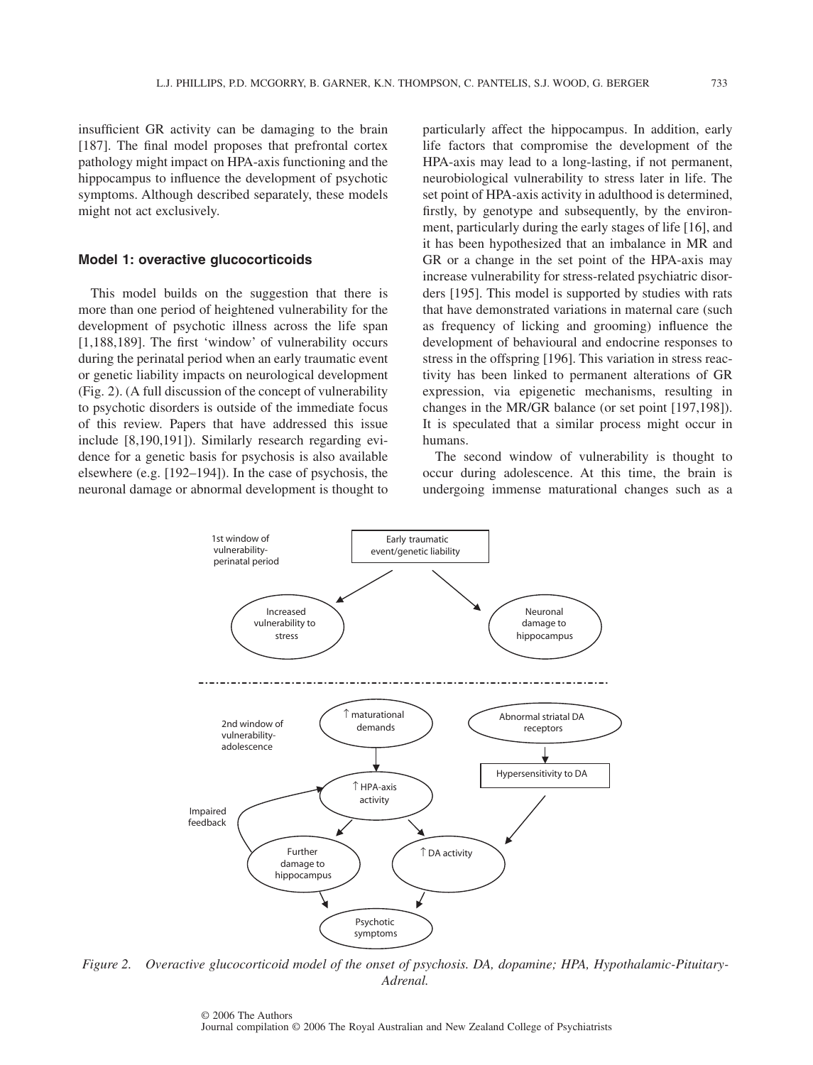insufficient GR activity can be damaging to the brain [187]. The final model proposes that prefrontal cortex pathology might impact on HPA-axis functioning and the hippocampus to influence the development of psychotic symptoms. Although described separately, these models might not act exclusively.

### Model 1: overactive glucocorticoids

This model builds on the suggestion that there is more than one period of heightened vulnerability for the development of psychotic illness across the life span [1,188,189]. The first 'window' of vulnerability occurs during the perinatal period when an early traumatic event or genetic liability impacts on neurological development (Fig. 2). (A full discussion of the concept of vulnerability to psychotic disorders is outside of the immediate focus of this review. Papers that have addressed this issue include [8,190,191]). Similarly research regarding evidence for a genetic basis for psychosis is also available elsewhere (e.g. [192–194]). In the case of psychosis, the neuronal damage or abnormal development is thought to particularly affect the hippocampus. In addition, early life factors that compromise the development of the HPA-axis may lead to a long-lasting, if not permanent, neurobiological vulnerability to stress later in life. The set point of HPA-axis activity in adulthood is determined, firstly, by genotype and subsequently, by the environment, particularly during the early stages of life [16], and it has been hypothesized that an imbalance in MR and GR or a change in the set point of the HPA-axis may increase vulnerability for stress-related psychiatric disorders [195]. This model is supported by studies with rats that have demonstrated variations in maternal care (such as frequency of licking and grooming) influence the development of behavioural and endocrine responses to stress in the offspring [196]. This variation in stress reactivity has been linked to permanent alterations of GR expression, via epigenetic mechanisms, resulting in changes in the MR/GR balance (or set point [197,198]). It is speculated that a similar process might occur in humans.

The second window of vulnerability is thought to occur during adolescence. At this time, the brain is undergoing immense maturational changes such as a

1st window of vulnerability- perinatal period

Early traumatic event/genetic liability

Increased vulnerability to stress

Neuronal damage to hippocampus

2nd window of vulnerability- adolescence

↑ maturational demands

Abnormal striatal DA receptors

Hypersensitivity to DA

↑ HPA-axis activity

Impaired feedback

Further damage to hippocampus

↑ DA activity

Psychotic symptoms

*Figure 2. Overactive glucocorticoid model of the onset of psychosis. DA, dopamine; HPA, Hypothalamic-Pituitary-Adrenal.*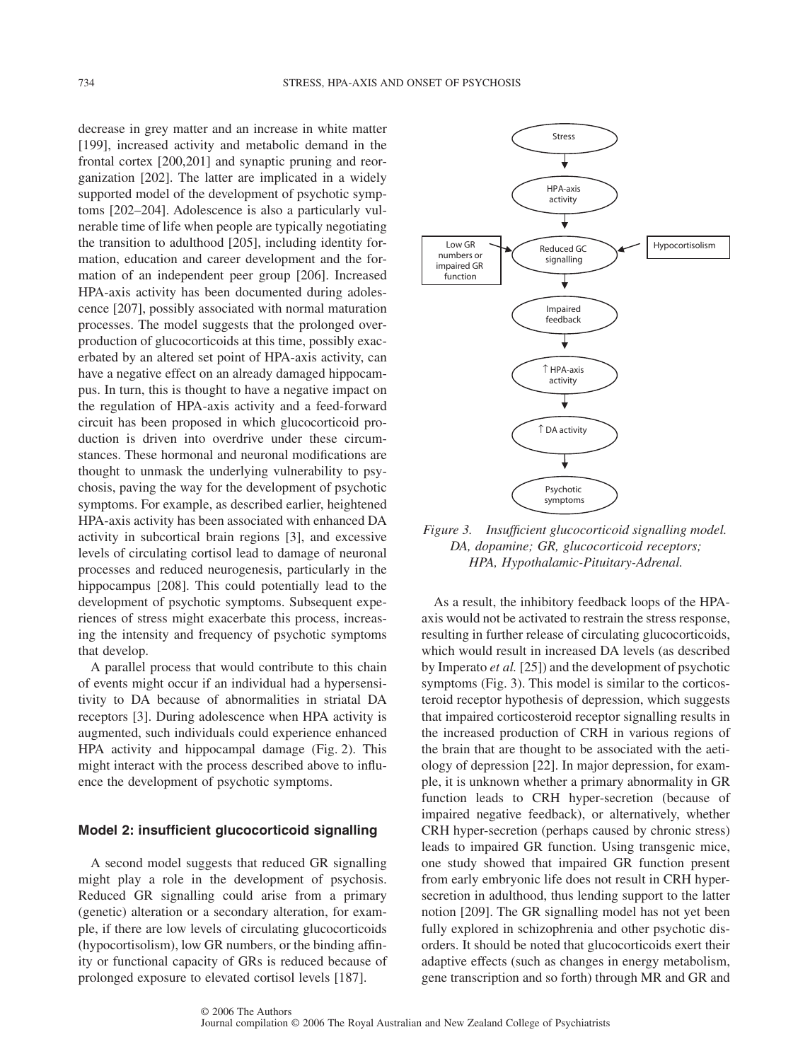decrease in grey matter and an increase in white matter [199], increased activity and metabolic demand in the frontal cortex [200,201] and synaptic pruning and reorganization [202]. The latter are implicated in a widely supported model of the development of psychotic symptoms [202–204]. Adolescence is also a particularly vulnerable time of life when people are typically negotiating the transition to adulthood [205], including identity formation, education and career development and the formation of an independent peer group [206]. Increased HPA-axis activity has been documented during adolescence [207], possibly associated with normal maturation processes. The model suggests that the prolonged overproduction of glucocorticoids at this time, possibly exacerbated by an altered set point of HPA-axis activity, can have a negative effect on an already damaged hippocampus. In turn, this is thought to have a negative impact on the regulation of HPA-axis activity and a feed-forward circuit has been proposed in which glucocorticoid production is driven into overdrive under these circumstances. These hormonal and neuronal modifications are thought to unmask the underlying vulnerability to psychosis, paving the way for the development of psychotic symptoms. For example, as described earlier, heightened HPA-axis activity has been associated with enhanced DA activity in subcortical brain regions [3], and excessive levels of circulating cortisol lead to damage of neuronal processes and reduced neurogenesis, particularly in the hippocampus [208]. This could potentially lead to the development of psychotic symptoms. Subsequent experiences of stress might exacerbate this process, increasing the intensity and frequency of psychotic symptoms that develop.

A parallel process that would contribute to this chain of events might occur if an individual had a hypersensitivity to DA because of abnormalities in striatal DA receptors [3]. During adolescence when HPA activity is augmented, such individuals could experience enhanced HPA activity and hippocampal damage (Fig. 2). This might interact with the process described above to influence the development of psychotic symptoms.

## Model 2: insufficient glucocorticoid signalling

A second model suggests that reduced GR signalling might play a role in the development of psychosis. Reduced GR signalling could arise from a primary (genetic) alteration or a secondary alteration, for example, if there are low levels of circulating glucocorticoids (hypocortisolism), low GR numbers, or the binding affinity or functional capacity of GRs is reduced because of prolonged exposure to elevated cortisol levels [187].

Stress → HPA-axis activity → Reduced GC signalling (← Low GR numbers or impaired GR function; ← Hypocortisolism) → Impaired feedback → ↑ HPA-axis activity → ↑ DA activity → Psychotic symptoms

*Figure 3. Insufficient glucocorticoid signalling model. DA, dopamine; GR, glucocorticoid receptors; HPA, Hypothalamic-Pituitary-Adrenal.*

As a result, the inhibitory feedback loops of the HPA-axis would not be activated to restrain the stress response, resulting in further release of circulating glucocorticoids, which would result in increased DA levels (as described by Imperato *et al.* [25]) and the development of psychotic symptoms (Fig. 3). This model is similar to the corticosteroid receptor hypothesis of depression, which suggests that impaired corticosteroid receptor signalling results in the increased production of CRH in various regions of the brain that are thought to be associated with the aetiology of depression [22]. In major depression, for example, it is unknown whether a primary abnormality in GR function leads to CRH hyper-secretion (because of impaired negative feedback), or alternatively, whether CRH hyper-secretion (perhaps caused by chronic stress) leads to impaired GR function. Using transgenic mice, one study showed that impaired GR function present from early embryonic life does not result in CRH hyper-secretion in adulthood, thus lending support to the latter notion [209]. The GR signalling model has not yet been fully explored in schizophrenia and other psychotic disorders. It should be noted that glucocorticoids exert their adaptive effects (such as changes in energy metabolism, gene transcription and so forth) through MR and GR and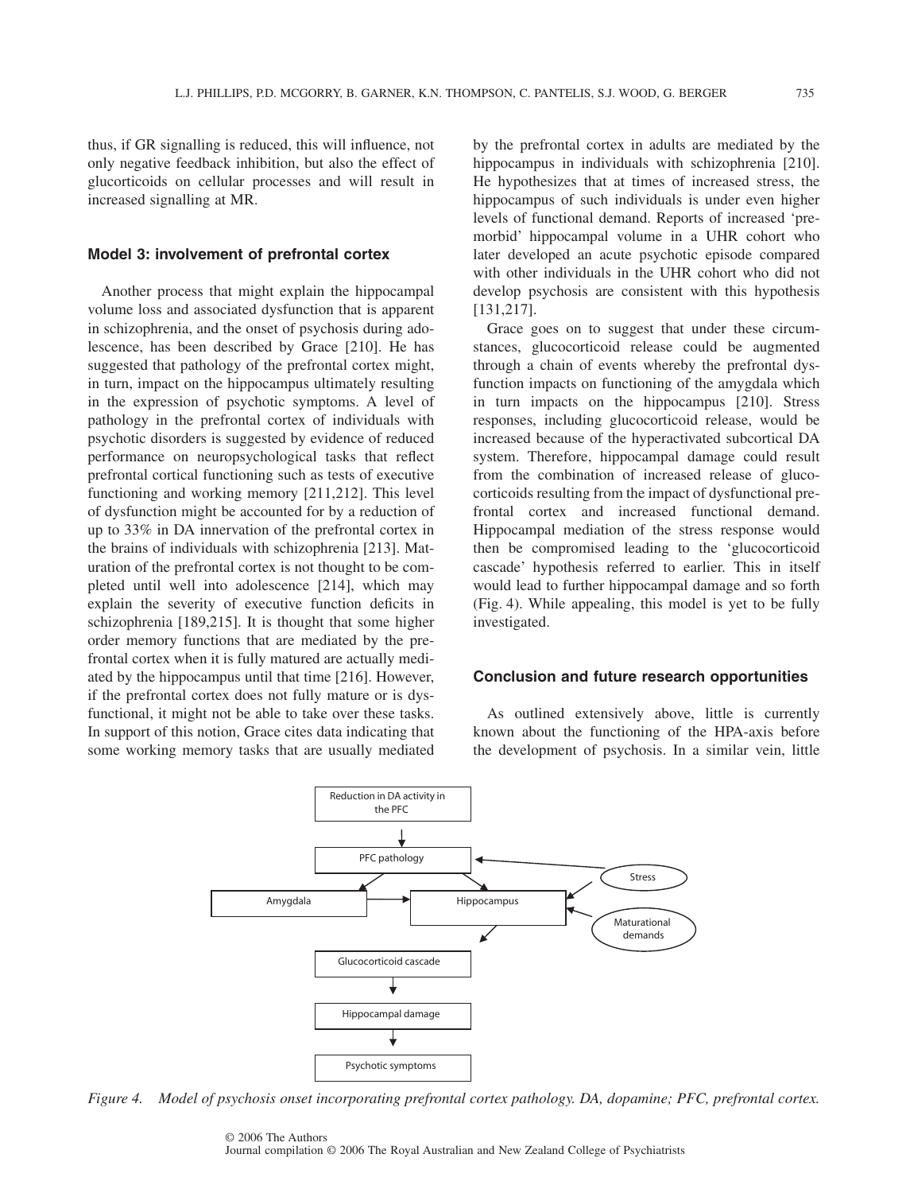thus, if GR signalling is reduced, this will influence, not only negative feedback inhibition, but also the effect of glucorticoids on cellular processes and will result in increased signalling at MR.

### Model 3: involvement of prefrontal cortex

Another process that might explain the hippocampal volume loss and associated dysfunction that is apparent in schizophrenia, and the onset of psychosis during adolescence, has been described by Grace [210]. He has suggested that pathology of the prefrontal cortex might, in turn, impact on the hippocampus ultimately resulting in the expression of psychotic symptoms. A level of pathology in the prefrontal cortex of individuals with psychotic disorders is suggested by evidence of reduced performance on neuropsychological tasks that reflect prefrontal cortical functioning such as tests of executive functioning and working memory [211,212]. This level of dysfunction might be accounted for by a reduction of up to 33% in DA innervation of the prefrontal cortex in the brains of individuals with schizophrenia [213]. Maturation of the prefrontal cortex is not thought to be completed until well into adolescence [214], which may explain the severity of executive function deficits in schizophrenia [189,215]. It is thought that some higher order memory functions that are mediated by the prefrontal cortex when it is fully matured are actually mediated by the hippocampus until that time [216]. However, if the prefrontal cortex does not fully mature or is dysfunctional, it might not be able to take over these tasks. In support of this notion, Grace cites data indicating that some working memory tasks that are usually mediated by the prefrontal cortex in adults are mediated by the hippocampus in individuals with schizophrenia [210]. He hypothesizes that at times of increased stress, the hippocampus of such individuals is under even higher levels of functional demand. Reports of increased 'premorbid' hippocampal volume in a UHR cohort who later developed an acute psychotic episode compared with other individuals in the UHR cohort who did not develop psychosis are consistent with this hypothesis [131,217].

Grace goes on to suggest that under these circumstances, glucocorticoid release could be augmented through a chain of events whereby the prefrontal dysfunction impacts on functioning of the amygdala which in turn impacts on the hippocampus [210]. Stress responses, including glucocorticoid release, would be increased because of the hyperactivated subcortical DA system. Therefore, hippocampal damage could result from the combination of increased release of glucocorticoids resulting from the impact of dysfunctional prefrontal cortex and increased functional demand. Hippocampal mediation of the stress response would then be compromised leading to the 'glucocorticoid cascade' hypothesis referred to earlier. This in itself would lead to further hippocampal damage and so forth (Fig. 4). While appealing, this model is yet to be fully investigated.

## Conclusion and future research opportunities

As outlined extensively above, little is currently known about the functioning of the HPA-axis before the development of psychosis. In a similar vein, little

*Figure 4. Model of psychosis onset incorporating prefrontal cortex pathology. DA, dopamine; PFC, prefrontal cortex.*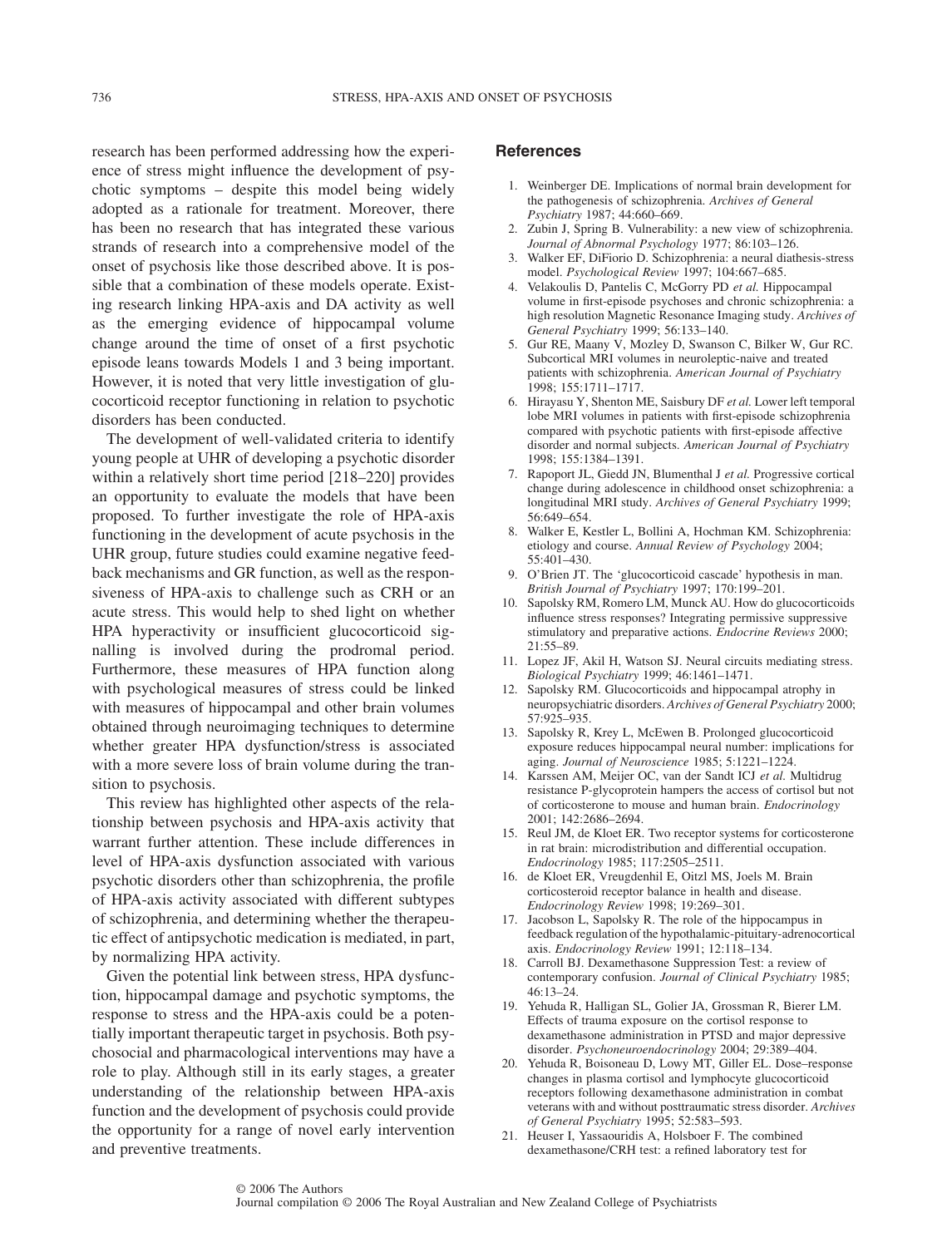research has been performed addressing how the experience of stress might influence the development of psychotic symptoms – despite this model being widely adopted as a rationale for treatment. Moreover, there has been no research that has integrated these various strands of research into a comprehensive model of the onset of psychosis like those described above. It is possible that a combination of these models operate. Existing research linking HPA-axis and DA activity as well as the emerging evidence of hippocampal volume change around the time of onset of a first psychotic episode leans towards Models 1 and 3 being important. However, it is noted that very little investigation of glucocorticoid receptor functioning in relation to psychotic disorders has been conducted.

The development of well-validated criteria to identify young people at UHR of developing a psychotic disorder within a relatively short time period [218–220] provides an opportunity to evaluate the models that have been proposed. To further investigate the role of HPA-axis functioning in the development of acute psychosis in the UHR group, future studies could examine negative feedback mechanisms and GR function, as well as the responsiveness of HPA-axis to challenge such as CRH or an acute stress. This would help to shed light on whether HPA hyperactivity or insufficient glucocorticoid signalling is involved during the prodromal period. Furthermore, these measures of HPA function along with psychological measures of stress could be linked with measures of hippocampal and other brain volumes obtained through neuroimaging techniques to determine whether greater HPA dysfunction/stress is associated with a more severe loss of brain volume during the transition to psychosis.

This review has highlighted other aspects of the relationship between psychosis and HPA-axis activity that warrant further attention. These include differences in level of HPA-axis dysfunction associated with various psychotic disorders other than schizophrenia, the profile of HPA-axis activity associated with different subtypes of schizophrenia, and determining whether the therapeutic effect of antipsychotic medication is mediated, in part, by normalizing HPA activity.

Given the potential link between stress, HPA dysfunction, hippocampal damage and psychotic symptoms, the response to stress and the HPA-axis could be a potentially important therapeutic target in psychosis. Both psychosocial and pharmacological interventions may have a role to play. Although still in its early stages, a greater understanding of the relationship between HPA-axis function and the development of psychosis could provide the opportunity for a range of novel early intervention and preventive treatments.

## References

1. Weinberger DE. Implications of normal brain development for the pathogenesis of schizophrenia. *Archives of General Psychiatry* 1987; 44:660–669.
2. Zubin J, Spring B. Vulnerability: a new view of schizophrenia. *Journal of Abnormal Psychology* 1977; 86:103–126.
3. Walker EF, DiFiorio D. Schizophrenia: a neural diathesis-stress model. *Psychological Review* 1997; 104:667–685.
4. Velakoulis D, Pantelis C, McGorry PD *et al.* Hippocampal volume in first-episode psychoses and chronic schizophrenia: a high resolution Magnetic Resonance Imaging study. *Archives of General Psychiatry* 1999; 56:133–140.
5. Gur RE, Maany V, Mozley D, Swanson C, Bilker W, Gur RC. Subcortical MRI volumes in neuroleptic-naive and treated patients with schizophrenia. *American Journal of Psychiatry* 1998; 155:1711–1717.
6. Hirayasu Y, Shenton ME, Saisbury DF *et al.* Lower left temporal lobe MRI volumes in patients with first-episode schizophrenia compared with psychotic patients with first-episode affective disorder and normal subjects. *American Journal of Psychiatry* 1998; 155:1384–1391.
7. Rapoport JL, Giedd JN, Blumenthal J *et al.* Progressive cortical change during adolescence in childhood onset schizophrenia: a longitudinal MRI study. *Archives of General Psychiatry* 1999; 56:649–654.
8. Walker E, Kestler L, Bollini A, Hochman KM. Schizophrenia: etiology and course. *Annual Review of Psychology* 2004; 55:401–430.
9. O'Brien JT. The 'glucocorticoid cascade' hypothesis in man. *British Journal of Psychiatry* 1997; 170:199–201.
10. Sapolsky RM, Romero LM, Munck AU. How do glucocorticoids influence stress responses? Integrating permissive suppressive stimulatory and preparative actions. *Endocrine Reviews* 2000; 21:55–89.
11. Lopez JF, Akil H, Watson SJ. Neural circuits mediating stress. *Biological Psychiatry* 1999; 46:1461–1471.
12. Sapolsky RM. Glucocorticoids and hippocampal atrophy in neuropsychiatric disorders. *Archives of General Psychiatry* 2000; 57:925–935.
13. Sapolsky R, Krey L, McEwen B. Prolonged glucocorticoid exposure reduces hippocampal neural number: implications for aging. *Journal of Neuroscience* 1985; 5:1221–1224.
14. Karssen AM, Meijer OC, van der Sandt ICJ *et al.* Multidrug resistance P-glycoprotein hampers the access of cortisol but not of corticosterone to mouse and human brain. *Endocrinology* 2001; 142:2686–2694.
15. Reul JM, de Kloet ER. Two receptor systems for corticosterone in rat brain: microdistribution and differential occupation. *Endocrinology* 1985; 117:2505–2511.
16. de Kloet ER, Vreugdenhil E, Oitzl MS, Joels M. Brain corticosteroid receptor balance in health and disease. *Endocrinology Review* 1998; 19:269–301.
17. Jacobson L, Sapolsky R. The role of the hippocampus in feedback regulation of the hypothalamic-pituitary-adrenocortical axis. *Endocrinology Review* 1991; 12:118–134.
18. Carroll BJ. Dexamethasone Suppression Test: a review of contemporary confusion. *Journal of Clinical Psychiatry* 1985; 46:13–24.
19. Yehuda R, Halligan SL, Golier JA, Grossman R, Bierer LM. Effects of trauma exposure on the cortisol response to dexamethasone administration in PTSD and major depressive disorder. *Psychoneuroendocrinology* 2004; 29:389–404.
20. Yehuda R, Boisoneau D, Lowy MT, Giller EL. Dose–response changes in plasma cortisol and lymphocyte glucocorticoid receptors following dexamethasone administration in combat veterans with and without posttraumatic stress disorder. *Archives of General Psychiatry* 1995; 52:583–593.
21. Heuser I, Yassaouridis A, Holsboer F. The combined dexamethasone/CRH test: a refined laboratory test for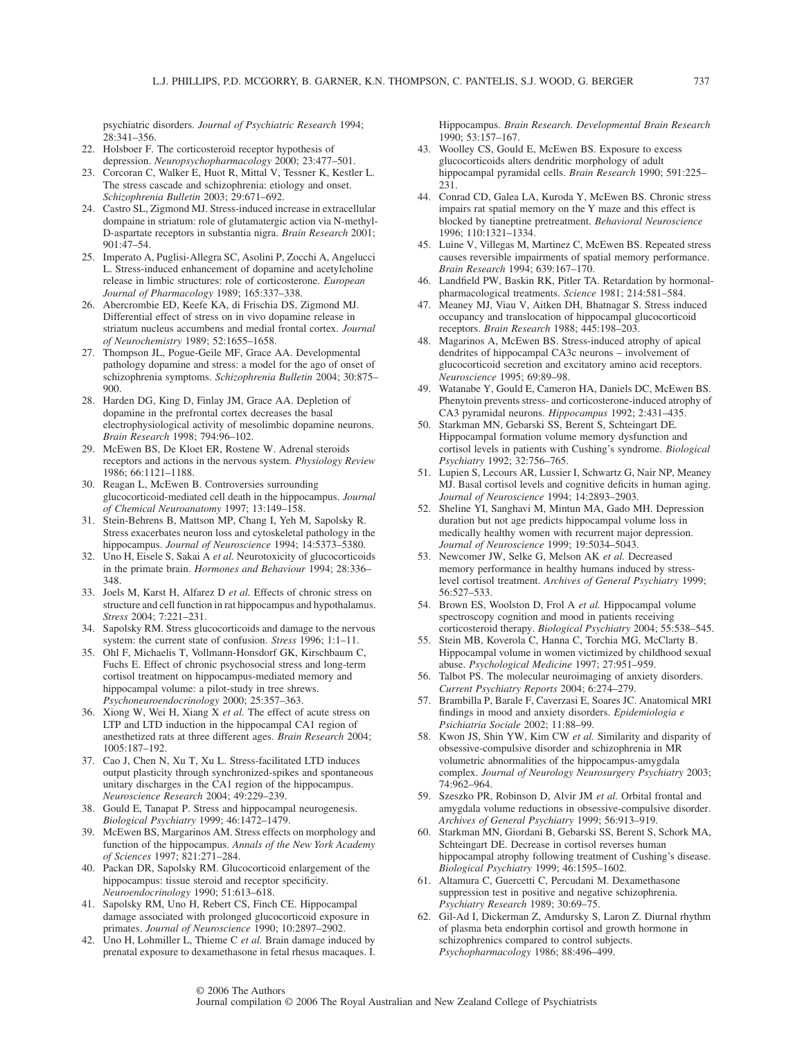psychiatric disorders. *Journal of Psychiatric Research* 1994; 28:341–356.

22. Holsboer F. The corticosteroid receptor hypothesis of depression. *Neuropsychopharmacology* 2000; 23:477–501.
23. Corcoran C, Walker E, Huot R, Mittal V, Tessner K, Kestler L. The stress cascade and schizophrenia: etiology and onset. *Schizophrenia Bulletin* 2003; 29:671–692.
24. Castro SL, Zigmond MJ. Stress-induced increase in extracellular dompaine in striatum: role of glutamatergic action via N-methyl-D-aspartate receptors in substantia nigra. *Brain Research* 2001; 901:47–54.
25. Imperato A, Puglisi-Allegra SC, Asolini P, Zocchi A, Angelucci L. Stress-induced enhancement of dopamine and acetylcholine release in limbic structures: role of corticosterone. *European Journal of Pharmacology* 1989; 165:337–338.
26. Abercrombie ED, Keefe KA, di Frischia DS, Zigmond MJ. Differential effect of stress on in vivo dopamine release in striatum nucleus accumbens and medial frontal cortex. *Journal of Neurochemistry* 1989; 52:1655–1658.
27. Thompson JL, Pogue-Geile MF, Grace AA. Developmental pathology dopamine and stress: a model for the ago of onset of schizophrenia symptoms. *Schizophrenia Bulletin* 2004; 30:875–900.
28. Harden DG, King D, Finlay JM, Grace AA. Depletion of dopamine in the prefrontal cortex decreases the basal electrophysiological activity of mesolimbic dopamine neurons. *Brain Research* 1998; 794:96–102.
29. McEwen BS, De Kloet ER, Rostene W. Adrenal steroids receptors and actions in the nervous system. *Physiology Review* 1986; 66:1121–1188.
30. Reagan L, McEwen B. Controversies surrounding glucocorticoid-mediated cell death in the hippocampus. *Journal of Chemical Neuroanatomy* 1997; 13:149–158.
31. Stein-Behrens B, Mattson MP, Chang I, Yeh M, Sapolsky R. Stress exacerbates neuron loss and cytoskeletal pathology in the hippocampus. *Journal of Neuroscience* 1994; 14:5373–5380.
32. Uno H, Eisele S, Sakai A *et al.* Neurotoxicity of glucocorticoids in the primate brain. *Hormones and Behaviour* 1994; 28:336–348.
33. Joels M, Karst H, Alfarez D *et al.* Effects of chronic stress on structure and cell function in rat hippocampus and hypothalamus. *Stress* 2004; 7:221–231.
34. Sapolsky RM. Stress glucocorticoids and damage to the nervous system: the current state of confusion. *Stress* 1996; 1:1–11.
35. Ohl F, Michaelis T, Vollmann-Honsdorf GK, Kirschbaum C, Fuchs E. Effect of chronic psychosocial stress and long-term cortisol treatment on hippocampus-mediated memory and hippocampal volume: a pilot-study in tree shrews. *Psychoneuroendocrinology* 2000; 25:357–363.
36. Xiong W, Wei H, Xiang X *et al.* The effect of acute stress on LTP and LTD induction in the hippocampal CA1 region of anesthetized rats at three different ages. *Brain Research* 2004; 1005:187–192.
37. Cao J, Chen N, Xu T, Xu L. Stress-facilitated LTD induces output plasticity through synchronized-spikes and spontaneous unitary discharges in the CA1 region of the hippocampus. *Neuroscience Research* 2004; 49:229–239.
38. Gould E, Tanapat P. Stress and hippocampal neurogenesis. *Biological Psychiatry* 1999; 46:1472–1479.
39. McEwen BS, Margarinos AM. Stress effects on morphology and function of the hippocampus. *Annals of the New York Academy of Sciences* 1997; 821:271–284.
40. Packan DR, Sapolsky RM. Glucocorticoid enlargement of the hippocampus: tissue steroid and receptor specificity. *Neuroendocrinology* 1990; 51:613–618.
41. Sapolsky RM, Uno H, Rebert CS, Finch CE. Hippocampal damage associated with prolonged glucocorticoid exposure in primates. *Journal of Neuroscience* 1990; 10:2897–2902.
42. Uno H, Lohmiller L, Thieme C *et al.* Brain damage induced by prenatal exposure to dexamethasone in fetal rhesus macaques. I. Hippocampus. *Brain Research. Developmental Brain Research* 1990; 53:157–167.
43. Woolley CS, Gould E, McEwen BS. Exposure to excess glucocorticoids alters dendritic morphology of adult hippocampal pyramidal cells. *Brain Research* 1990; 591:225–231.
44. Conrad CD, Galea LA, Kuroda Y, McEwen BS. Chronic stress impairs rat spatial memory on the Y maze and this effect is blocked by tianeptine pretreatment. *Behavioral Neuroscience* 1996; 110:1321–1334.
45. Luine V, Villegas M, Martinez C, McEwen BS. Repeated stress causes reversible impairments of spatial memory performance. *Brain Research* 1994; 639:167–170.
46. Landfield PW, Baskin RK, Pitler TA. Retardation by hormonal-pharmacological treatments. *Science* 1981; 214:581–584.
47. Meaney MJ, Viau V, Aitken DH, Bhatnagar S. Stress induced occupancy and translocation of hippocampal glucocorticoid receptors. *Brain Research* 1988; 445:198–203.
48. Magarinos A, McEwen BS. Stress-induced atrophy of apical dendrites of hippocampal CA3c neurons – involvement of glucocorticoid secretion and excitatory amino acid receptors. *Neuroscience* 1995; 69:89–98.
49. Watanabe Y, Gould E, Cameron HA, Daniels DC, McEwen BS. Phenytoin prevents stress- and corticosterone-induced atrophy of CA3 pyramidal neurons. *Hippocampus* 1992; 2:431–435.
50. Starkman MN, Gebarski SS, Berent S, Schteingart DE. Hippocampal formation volume memory dysfunction and cortisol levels in patients with Cushing's syndrome. *Biological Psychiatry* 1992; 32:756–765.
51. Lupien S, Lecours AR, Lussier I, Schwartz G, Nair NP, Meaney MJ. Basal cortisol levels and cognitive deficits in human aging. *Journal of Neuroscience* 1994; 14:2893–2903.
52. Sheline YI, Sanghavi M, Mintun MA, Gado MH. Depression duration but not age predicts hippocampal volume loss in medically healthy women with recurrent major depression. *Journal of Neuroscience* 1999; 19:5034–5043.
53. Newcomer JW, Selke G, Melson AK *et al.* Decreased memory performance in healthy humans induced by stress-level cortisol treatment. *Archives of General Psychiatry* 1999; 56:527–533.
54. Brown ES, Woolston D, Frol A *et al.* Hippocampal volume spectroscopy cognition and mood in patients receiving corticosteroid therapy. *Biological Psychiatry* 2004; 55:538–545.
55. Stein MB, Koverola C, Hanna C, Torchia MG, McClarty B. Hippocampal volume in women victimized by childhood sexual abuse. *Psychological Medicine* 1997; 27:951–959.
56. Talbot PS. The molecular neuroimaging of anxiety disorders. *Current Psychiatry Reports* 2004; 6:274–279.
57. Brambilla P, Barale F, Caverzasi E, Soares JC. Anatomical MRI findings in mood and anxiety disorders. *Epidemiologia e Psichiatria Sociale* 2002; 11:88–99.
58. Kwon JS, Shin YW, Kim CW *et al.* Similarity and disparity of obsessive-compulsive disorder and schizophrenia in MR volumetric abnormalities of the hippocampus-amygdala complex. *Journal of Neurology Neurosurgery Psychiatry* 2003; 74:962–964.
59. Szeszko PR, Robinson D, Alvir JM *et al.* Orbital frontal and amygdala volume reductions in obsessive-compulsive disorder. *Archives of General Psychiatry* 1999; 56:913–919.
60. Starkman MN, Giordani B, Gebarski SS, Berent S, Schork MA, Schteingart DE. Decrease in cortisol reverses human hippocampal atrophy following treatment of Cushing's disease. *Biological Psychiatry* 1999; 46:1595–1602.
61. Altamura C, Guercetti C, Percudani M. Dexamethasone suppression test in positive and negative schizophrenia. *Psychiatry Research* 1989; 30:69–75.
62. Gil-Ad I, Dickerman Z, Amdursky S, Laron Z. Diurnal rhythm of plasma beta endorphin cortisol and growth hormone in schizophrenics compared to control subjects. *Psychopharmacology* 1986; 88:496–499.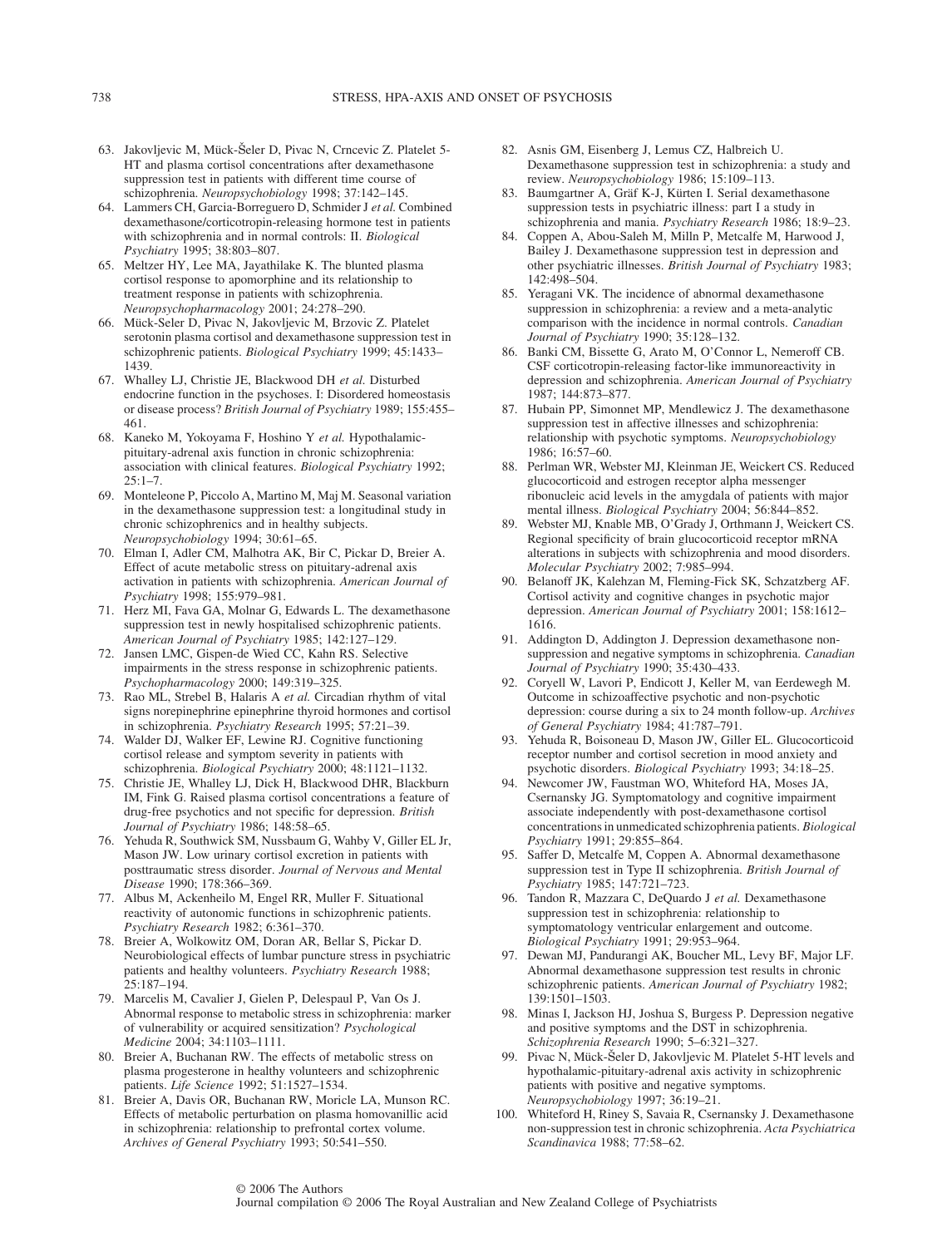63. Jakovljevic M, Mück-Šeler D, Pivac N, Crncevic Z. Platelet 5-HT and plasma cortisol concentrations after dexamethasone suppression test in patients with different time course of schizophrenia. *Neuropsychobiology* 1998; 37:142–145.
64. Lammers CH, Garcia-Borreguero D, Schmider J *et al.* Combined dexamethasone/corticotropin-releasing hormone test in patients with schizophrenia and in normal controls: II. *Biological Psychiatry* 1995; 38:803–807.
65. Meltzer HY, Lee MA, Jayathilake K. The blunted plasma cortisol response to apomorphine and its relationship to treatment response in patients with schizophrenia. *Neuropsychopharmacology* 2001; 24:278–290.
66. Mück-Seler D, Pivac N, Jakovljevic M, Brzovic Z. Platelet serotonin plasma cortisol and dexamethasone suppression test in schizophrenic patients. *Biological Psychiatry* 1999; 45:1433–1439.
67. Whalley LJ, Christie JE, Blackwood DH *et al.* Disturbed endocrine function in the psychoses. I: Disordered homeostasis or disease process? *British Journal of Psychiatry* 1989; 155:455–461.
68. Kaneko M, Yokoyama F, Hoshino Y *et al.* Hypothalamic-pituitary-adrenal axis function in chronic schizophrenia: association with clinical features. *Biological Psychiatry* 1992; 25:1–7.
69. Monteleone P, Piccolo A, Martino M, Maj M. Seasonal variation in the dexamethasone suppression test: a longitudinal study in chronic schizophrenics and in healthy subjects. *Neuropsychobiology* 1994; 30:61–65.
70. Elman I, Adler CM, Malhotra AK, Bir C, Pickar D, Breier A. Effect of acute metabolic stress on pituitary-adrenal axis activation in patients with schizophrenia. *American Journal of Psychiatry* 1998; 155:979–981.
71. Herz MI, Fava GA, Molnar G, Edwards L. The dexamethasone suppression test in newly hospitalised schizophrenic patients. *American Journal of Psychiatry* 1985; 142:127–129.
72. Jansen LMC, Gispen-de Wied CC, Kahn RS. Selective impairments in the stress response in schizophrenic patients. *Psychopharmacology* 2000; 149:319–325.
73. Rao ML, Strebel B, Halaris A *et al.* Circadian rhythm of vital signs norepinephrine epinephrine thyroid hormones and cortisol in schizophrenia. *Psychiatry Research* 1995; 57:21–39.
74. Walder DJ, Walker EF, Lewine RJ. Cognitive functioning cortisol release and symptom severity in patients with schizophrenia. *Biological Psychiatry* 2000; 48:1121–1132.
75. Christie JE, Whalley LJ, Dick H, Blackwood DHR, Blackburn IM, Fink G. Raised plasma cortisol concentrations a feature of drug-free psychotics and not specific for depression. *British Journal of Psychiatry* 1986; 148:58–65.
76. Yehuda R, Southwick SM, Nussbaum G, Wahby V, Giller EL Jr, Mason JW. Low urinary cortisol excretion in patients with posttraumatic stress disorder. *Journal of Nervous and Mental Disease* 1990; 178:366–369.
77. Albus M, Ackenheilo M, Engel RR, Muller F. Situational reactivity of autonomic functions in schizophrenic patients. *Psychiatry Research* 1982; 6:361–370.
78. Breier A, Wolkowitz OM, Doran AR, Bellar S, Pickar D. Neurobiological effects of lumbar puncture stress in psychiatric patients and healthy volunteers. *Psychiatry Research* 1988; 25:187–194.
79. Marcelis M, Cavalier J, Gielen P, Delespaul P, Van Os J. Abnormal response to metabolic stress in schizophrenia: marker of vulnerability or acquired sensitization? *Psychological Medicine* 2004; 34:1103–1111.
80. Breier A, Buchanan RW. The effects of metabolic stress on plasma progesterone in healthy volunteers and schizophrenic patients. *Life Science* 1992; 51:1527–1534.
81. Breier A, Davis OR, Buchanan RW, Moricle LA, Munson RC. Effects of metabolic perturbation on plasma homovanillic acid in schizophrenia: relationship to prefrontal cortex volume. *Archives of General Psychiatry* 1993; 50:541–550.
82. Asnis GM, Eisenberg J, Lemus CZ, Halbreich U. Dexamethasone suppression test in schizophrenia: a study and review. *Neuropsychobiology* 1986; 15:109–113.
83. Baumgartner A, Gräf K-J, Kürten I. Serial dexamethasone suppression tests in psychiatric illness: part I a study in schizophrenia and mania. *Psychiatry Research* 1986; 18:9–23.
84. Coppen A, Abou-Saleh M, Milln P, Metcalfe M, Harwood J, Bailey J. Dexamethasone suppression test in depression and other psychiatric illnesses. *British Journal of Psychiatry* 1983; 142:498–504.
85. Yeragani VK. The incidence of abnormal dexamethasone suppression in schizophrenia: a review and a meta-analytic comparison with the incidence in normal controls. *Canadian Journal of Psychiatry* 1990; 35:128–132.
86. Banki CM, Bissette G, Arato M, O'Connor L, Nemeroff CB. CSF corticotropin-releasing factor-like immunoreactivity in depression and schizophrenia. *American Journal of Psychiatry* 1987; 144:873–877.
87. Hubain PP, Simonnet MP, Mendlewicz J. The dexamethasone suppression test in affective illnesses and schizophrenia: relationship with psychotic symptoms. *Neuropsychobiology* 1986; 16:57–60.
88. Perlman WR, Webster MJ, Kleinman JE, Weickert CS. Reduced glucocorticoid and estrogen receptor alpha messenger ribonucleic acid levels in the amygdala of patients with major mental illness. *Biological Psychiatry* 2004; 56:844–852.
89. Webster MJ, Knable MB, O'Grady J, Orthmann J, Weickert CS. Regional specificity of brain glucocorticoid receptor mRNA alterations in subjects with schizophrenia and mood disorders. *Molecular Psychiatry* 2002; 7:985–994.
90. Belanoff JK, Kalehzan M, Fleming-Fick SK, Schzatzberg AF. Cortisol activity and cognitive changes in psychotic major depression. *American Journal of Psychiatry* 2001; 158:1612–1616.
91. Addington D, Addington J. Depression dexamethasone non-suppression and negative symptoms in schizophrenia. *Canadian Journal of Psychiatry* 1990; 35:430–433.
92. Coryell W, Lavori P, Endicott J, Keller M, van Eerdewegh M. Outcome in schizoaffective psychotic and non-psychotic depression: course during a six to 24 month follow-up. *Archives of General Psychiatry* 1984; 41:787–791.
93. Yehuda R, Boisoneau D, Mason JW, Giller EL. Glucocorticoid receptor number and cortisol secretion in mood anxiety and psychotic disorders. *Biological Psychiatry* 1993; 34:18–25.
94. Newcomer JW, Faustman WO, Whiteford HA, Moses JA, Csernansky JG. Symptomatology and cognitive impairment associate independently with post-dexamethasone cortisol concentrations in unmedicated schizophrenia patients. *Biological Psychiatry* 1991; 29:855–864.
95. Saffer D, Metcalfe M, Coppen A. Abnormal dexamethasone suppression test in Type II schizophrenia. *British Journal of Psychiatry* 1985; 147:721–723.
96. Tandon R, Mazzara C, DeQuardo J *et al.* Dexamethasone suppression test in schizophrenia: relationship to symptomatology ventricular enlargement and outcome. *Biological Psychiatry* 1991; 29:953–964.
97. Dewan MJ, Pandurangi AK, Boucher ML, Levy BF, Major LF. Abnormal dexamethasone suppression test results in chronic schizophrenic patients. *American Journal of Psychiatry* 1982; 139:1501–1503.
98. Minas I, Jackson HJ, Joshua S, Burgess P. Depression negative and positive symptoms and the DST in schizophrenia. *Schizophrenia Research* 1990; 5–6:321–327.
99. Pivac N, Mück-Šeler D, Jakovljevic M. Platelet 5-HT levels and hypothalamic-pituitary-adrenal axis activity in schizophrenic patients with positive and negative symptoms. *Neuropsychobiology* 1997; 36:19–21.
100. Whiteford H, Riney S, Savaia R, Csernansky J. Dexamethasone non-suppression test in chronic schizophrenia. *Acta Psychiatrica Scandinavica* 1988; 77:58–62.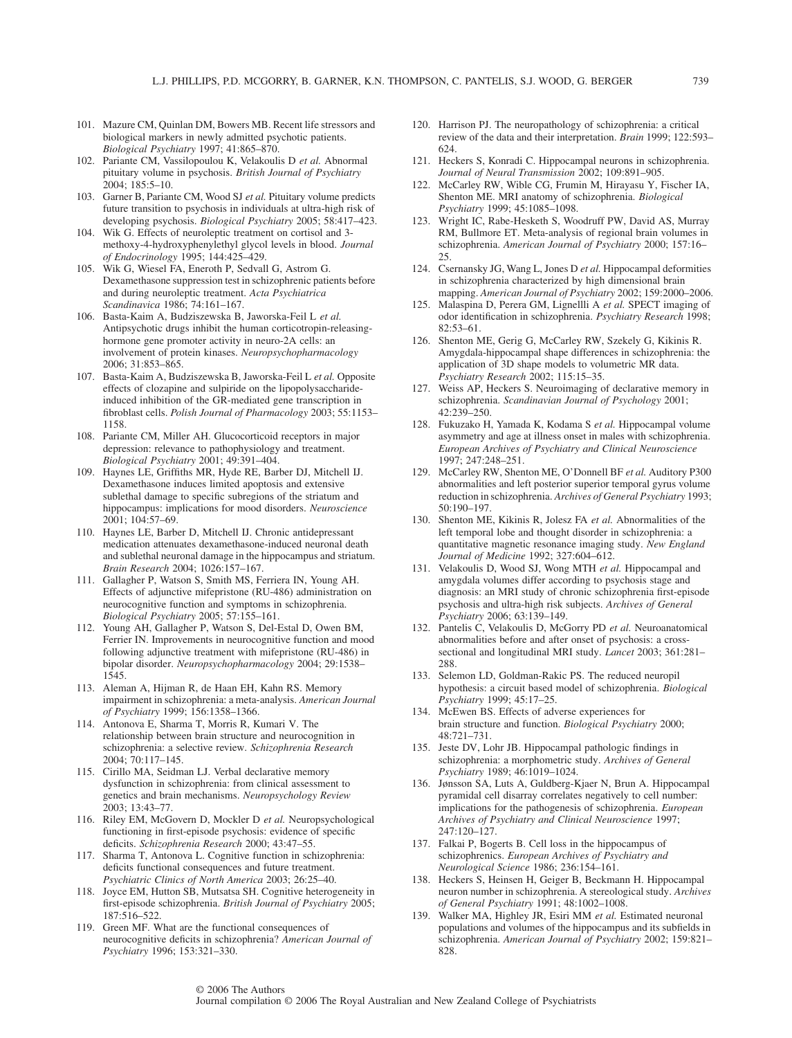101. Mazure CM, Quinlan DM, Bowers MB. Recent life stressors and biological markers in newly admitted psychotic patients. *Biological Psychiatry* 1997; 41:865–870.
102. Pariante CM, Vassilopoulou K, Velakoulis D *et al.* Abnormal pituitary volume in psychosis. *British Journal of Psychiatry* 2004; 185:5–10.
103. Garner B, Pariante CM, Wood SJ *et al.* Pituitary volume predicts future transition to psychosis in individuals at ultra-high risk of developing psychosis. *Biological Psychiatry* 2005; 58:417–423.
104. Wik G. Effects of neuroleptic treatment on cortisol and 3-methoxy-4-hydroxyphenylethyl glycol levels in blood. *Journal of Endocrinology* 1995; 144:425–429.
105. Wik G, Wiesel FA, Eneroth P, Sedvall G, Astrom G. Dexamethasone suppression test in schizophrenic patients before and during neuroleptic treatment. *Acta Psychiatrica Scandinavica* 1986; 74:161–167.
106. Basta-Kaim A, Budziszewska B, Jaworska-Feil L *et al.* Antipsychotic drugs inhibit the human corticotropin-releasing-hormone gene promoter activity in neuro-2A cells: an involvement of protein kinases. *Neuropsychopharmacology* 2006; 31:853–865.
107. Basta-Kaim A, Budziszewska B, Jaworska-Feil L *et al.* Opposite effects of clozapine and sulpiride on the lipopolysaccharide-induced inhibition of the GR-mediated gene transcription in fibroblast cells. *Polish Journal of Pharmacology* 2003; 55:1153–1158.
108. Pariante CM, Miller AH. Glucocorticoid receptors in major depression: relevance to pathophysiology and treatment. *Biological Psychiatry* 2001; 49:391–404.
109. Haynes LE, Griffiths MR, Hyde RE, Barber DJ, Mitchell IJ. Dexamethasone induces limited apoptosis and extensive sublethal damage to specific subregions of the striatum and hippocampus: implications for mood disorders. *Neuroscience* 2001; 104:57–69.
110. Haynes LE, Barber D, Mitchell IJ. Chronic antidepressant medication attenuates dexamethasone-induced neuronal death and sublethal neuronal damage in the hippocampus and striatum. *Brain Research* 2004; 1026:157–167.
111. Gallagher P, Watson S, Smith MS, Ferriera IN, Young AH. Effects of adjunctive mifepristone (RU-486) administration on neurocognitive function and symptoms in schizophrenia. *Biological Psychiatry* 2005; 57:155–161.
112. Young AH, Gallagher P, Watson S, Del-Estal D, Owen BM, Ferrier IN. Improvements in neurocognitive function and mood following adjunctive treatment with mifepristone (RU-486) in bipolar disorder. *Neuropsychopharmacology* 2004; 29:1538–1545.
113. Aleman A, Hijman R, de Haan EH, Kahn RS. Memory impairment in schizophrenia: a meta-analysis. *American Journal of Psychiatry* 1999; 156:1358–1366.
114. Antonova E, Sharma T, Morris R, Kumari V. The relationship between brain structure and neurocognition in schizophrenia: a selective review. *Schizophrenia Research* 2004; 70:117–145.
115. Cirillo MA, Seidman LJ. Verbal declarative memory dysfunction in schizophrenia: from clinical assessment to genetics and brain mechanisms. *Neuropsychology Review* 2003; 13:43–77.
116. Riley EM, McGovern D, Mockler D *et al.* Neuropsychological functioning in first-episode psychosis: evidence of specific deficits. *Schizophrenia Research* 2000; 43:47–55.
117. Sharma T, Antonova L. Cognitive function in schizophrenia: deficits functional consequences and future treatment. *Psychiatric Clinics of North America* 2003; 26:25–40.
118. Joyce EM, Hutton SB, Mutsatsa SH. Cognitive heterogeneity in first-episode schizophrenia. *British Journal of Psychiatry* 2005; 187:516–522.
119. Green MF. What are the functional consequences of neurocognitive deficits in schizophrenia? *American Journal of Psychiatry* 1996; 153:321–330.
120. Harrison PJ. The neuropathology of schizophrenia: a critical review of the data and their interpretation. *Brain* 1999; 122:593–624.
121. Heckers S, Konradi C. Hippocampal neurons in schizophrenia. *Journal of Neural Transmission* 2002; 109:891–905.
122. McCarley RW, Wible CG, Frumin M, Hirayasu Y, Fischer IA, Shenton ME. MRI anatomy of schizophrenia. *Biological Psychiatry* 1999; 45:1085–1098.
123. Wright IC, Rabe-Hesketh S, Woodruff PW, David AS, Murray RM, Bullmore ET. Meta-analysis of regional brain volumes in schizophrenia. *American Journal of Psychiatry* 2000; 157:16–25.
124. Csernansky JG, Wang L, Jones D *et al.* Hippocampal deformities in schizophrenia characterized by high dimensional brain mapping. *American Journal of Psychiatry* 2002; 159:2000–2006.
125. Malaspina D, Perera GM, Lignellli A *et al.* SPECT imaging of odor identification in schizophrenia. *Psychiatry Research* 1998; 82:53–61.
126. Shenton ME, Gerig G, McCarley RW, Szekely G, Kikinis R. Amygdala-hippocampal shape differences in schizophrenia: the application of 3D shape models to volumetric MR data. *Psychiatry Research* 2002; 115:15–35.
127. Weiss AP, Heckers S. Neuroimaging of declarative memory in schizophrenia. *Scandinavian Journal of Psychology* 2001; 42:239–250.
128. Fukuzako H, Yamada K, Kodama S *et al.* Hippocampal volume asymmetry and age at illness onset in males with schizophrenia. *European Archives of Psychiatry and Clinical Neuroscience* 1997; 247:248–251.
129. McCarley RW, Shenton ME, O'Donnell BF *et al.* Auditory P300 abnormalities and left posterior superior temporal gyrus volume reduction in schizophrenia. *Archives of General Psychiatry* 1993; 50:190–197.
130. Shenton ME, Kikinis R, Jolesz FA *et al.* Abnormalities of the left temporal lobe and thought disorder in schizophrenia: a quantitative magnetic resonance imaging study. *New England Journal of Medicine* 1992; 327:604–612.
131. Velakoulis D, Wood SJ, Wong MTH *et al.* Hippocampal and amygdala volumes differ according to psychosis stage and diagnosis: an MRI study of chronic schizophrenia first-episode psychosis and ultra-high risk subjects. *Archives of General Psychiatry* 2006; 63:139–149.
132. Pantelis C, Velakoulis D, McGorry PD *et al.* Neuroanatomical abnormalities before and after onset of psychosis: a cross-sectional and longitudinal MRI study. *Lancet* 2003; 361:281–288.
133. Selemon LD, Goldman-Rakic PS. The reduced neuropil hypothesis: a circuit based model of schizophrenia. *Biological Psychiatry* 1999; 45:17–25.
134. McEwen BS. Effects of adverse experiences for brain structure and function. *Biological Psychiatry* 2000; 48:721–731.
135. Jeste DV, Lohr JB. Hippocampal pathologic findings in schizophrenia: a morphometric study. *Archives of General Psychiatry* 1989; 46:1019–1024.
136. Jønsson SA, Luts A, Guldberg-Kjaer N, Brun A. Hippocampal pyramidal cell disarray correlates negatively to cell number: implications for the pathogenesis of schizophrenia. *European Archives of Psychiatry and Clinical Neuroscience* 1997; 247:120–127.
137. Falkai P, Bogerts B. Cell loss in the hippocampus of schizophrenics. *European Archives of Psychiatry and Neurological Science* 1986; 236:154–161.
138. Heckers S, Heinsen H, Geiger B, Beckmann H. Hippocampal neuron number in schizophrenia. A stereological study. *Archives of General Psychiatry* 1991; 48:1002–1008.
139. Walker MA, Highley JR, Esiri MM *et al.* Estimated neuronal populations and volumes of the hippocampus and its subfields in schizophrenia. *American Journal of Psychiatry* 2002; 159:821–828.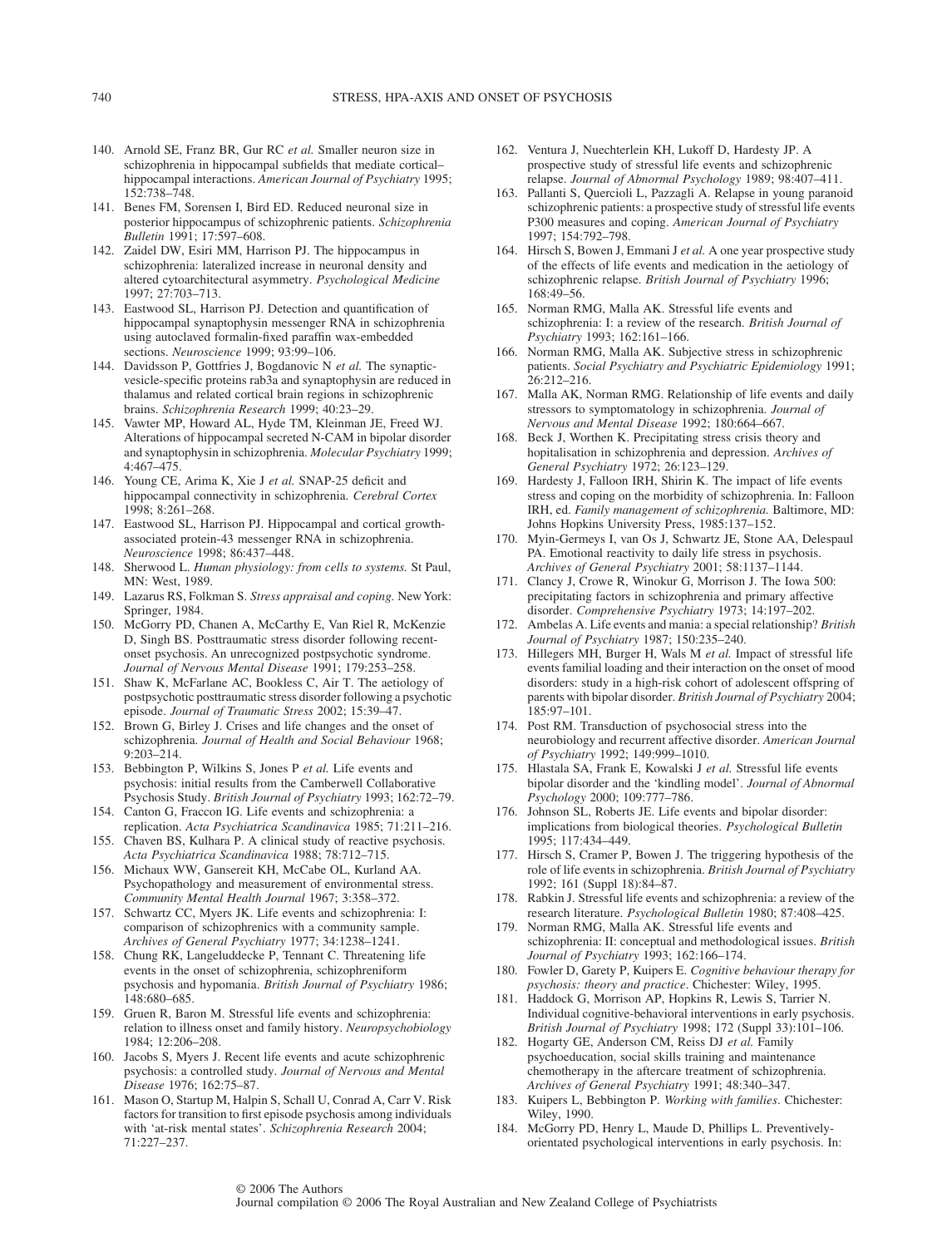140. Arnold SE, Franz BR, Gur RC *et al.* Smaller neuron size in schizophrenia in hippocampal subfields that mediate cortical–hippocampal interactions. *American Journal of Psychiatry* 1995; 152:738–748.
141. Benes FM, Sorensen I, Bird ED. Reduced neuronal size in posterior hippocampus of schizophrenic patients. *Schizophrenia Bulletin* 1991; 17:597–608.
142. Zaidel DW, Esiri MM, Harrison PJ. The hippocampus in schizophrenia: lateralized increase in neuronal density and altered cytoarchitectural asymmetry. *Psychological Medicine* 1997; 27:703–713.
143. Eastwood SL, Harrison PJ. Detection and quantification of hippocampal synaptophysin messenger RNA in schizophrenia using autoclaved formalin-fixed paraffin wax-embedded sections. *Neuroscience* 1999; 93:99–106.
144. Davidsson P, Gottfries J, Bogdanovic N *et al.* The synaptic-vesicle-specific proteins rab3a and synaptophysin are reduced in thalamus and related cortical brain regions in schizophrenic brains. *Schizophrenia Research* 1999; 40:23–29.
145. Vawter MP, Howard AL, Hyde TM, Kleinman JE, Freed WJ. Alterations of hippocampal secreted N-CAM in bipolar disorder and synaptophysin in schizophrenia. *Molecular Psychiatry* 1999; 4:467–475.
146. Young CE, Arima K, Xie J *et al.* SNAP-25 deficit and hippocampal connectivity in schizophrenia. *Cerebral Cortex* 1998; 8:261–268.
147. Eastwood SL, Harrison PJ. Hippocampal and cortical growth-associated protein-43 messenger RNA in schizophrenia. *Neuroscience* 1998; 86:437–448.
148. Sherwood L. *Human physiology: from cells to systems.* St Paul, MN: West, 1989.
149. Lazarus RS, Folkman S. *Stress appraisal and coping.* New York: Springer, 1984.
150. McGorry PD, Chanen A, McCarthy E, Van Riel R, McKenzie D, Singh BS. Posttraumatic stress disorder following recent-onset psychosis. An unrecognized postpsychotic syndrome. *Journal of Nervous Mental Disease* 1991; 179:253–258.
151. Shaw K, McFarlane AC, Bookless C, Air T. The aetiology of postpsychotic posttraumatic stress disorder following a psychotic episode. *Journal of Traumatic Stress* 2002; 15:39–47.
152. Brown G, Birley J. Crises and life changes and the onset of schizophrenia. *Journal of Health and Social Behaviour* 1968; 9:203–214.
153. Bebbington P, Wilkins S, Jones P *et al.* Life events and psychosis: initial results from the Camberwell Collaborative Psychosis Study. *British Journal of Psychiatry* 1993; 162:72–79.
154. Canton G, Fraccon IG. Life events and schizophrenia: a replication. *Acta Psychiatrica Scandinavica* 1985; 71:211–216.
155. Chaven BS, Kulhara P. A clinical study of reactive psychosis. *Acta Psychiatrica Scandinavica* 1988; 78:712–715.
156. Michaux WW, Gansereit KH, McCabe OL, Kurland AA. Psychopathology and measurement of environmental stress. *Community Mental Health Journal* 1967; 3:358–372.
157. Schwartz CC, Myers JK. Life events and schizophrenia: I: comparison of schizophrenics with a community sample. *Archives of General Psychiatry* 1977; 34:1238–1241.
158. Chung RK, Langeluddecke P, Tennant C. Threatening life events in the onset of schizophrenia, schizophreniform psychosis and hypomania. *British Journal of Psychiatry* 1986; 148:680–685.
159. Gruen R, Baron M. Stressful life events and schizophrenia: relation to illness onset and family history. *Neuropsychobiology* 1984; 12:206–208.
160. Jacobs S, Myers J. Recent life events and acute schizophrenic psychosis: a controlled study. *Journal of Nervous and Mental Disease* 1976; 162:75–87.
161. Mason O, Startup M, Halpin S, Schall U, Conrad A, Carr V. Risk factors for transition to first episode psychosis among individuals with 'at-risk mental states'. *Schizophrenia Research* 2004; 71:227–237.
162. Ventura J, Nuechterlein KH, Lukoff D, Hardesty JP. A prospective study of stressful life events and schizophrenic relapse. *Journal of Abnormal Psychology* 1989; 98:407–411.
163. Pallanti S, Quercioli L, Pazzagli A. Relapse in young paranoid schizophrenic patients: a prospective study of stressful life events P300 measures and coping. *American Journal of Psychiatry* 1997; 154:792–798.
164. Hirsch S, Bowen J, Emmani J *et al.* A one year prospective study of the effects of life events and medication in the aetiology of schizophrenic relapse. *British Journal of Psychiatry* 1996; 168:49–56.
165. Norman RMG, Malla AK. Stressful life events and schizophrenia: I: a review of the research. *British Journal of Psychiatry* 1993; 162:161–166.
166. Norman RMG, Malla AK. Subjective stress in schizophrenic patients. *Social Psychiatry and Psychiatric Epidemiology* 1991; 26:212–216.
167. Malla AK, Norman RMG. Relationship of life events and daily stressors to symptomatology in schizophrenia. *Journal of Nervous and Mental Disease* 1992; 180:664–667.
168. Beck J, Worthen K. Precipitating stress crisis theory and hopitalisation in schizophrenia and depression. *Archives of General Psychiatry* 1972; 26:123–129.
169. Hardesty J, Falloon IRH, Shirin K. The impact of life events stress and coping on the morbidity of schizophrenia. In: Falloon IRH, ed. *Family management of schizophrenia.* Baltimore, MD: Johns Hopkins University Press, 1985:137–152.
170. Myin-Germeys I, van Os J, Schwartz JE, Stone AA, Delespaul PA. Emotional reactivity to daily life stress in psychosis. *Archives of General Psychiatry* 2001; 58:1137–1144.
171. Clancy J, Crowe R, Winokur G, Morrison J. The Iowa 500: precipitating factors in schizophrenia and primary affective disorder. *Comprehensive Psychiatry* 1973; 14:197–202.
172. Ambelas A. Life events and mania: a special relationship? *British Journal of Psychiatry* 1987; 150:235–240.
173. Hillegers MH, Burger H, Wals M *et al.* Impact of stressful life events familial loading and their interaction on the onset of mood disorders: study in a high-risk cohort of adolescent offspring of parents with bipolar disorder. *British Journal of Psychiatry* 2004; 185:97–101.
174. Post RM. Transduction of psychosocial stress into the neurobiology and recurrent affective disorder. *American Journal of Psychiatry* 1992; 149:999–1010.
175. Hlastala SA, Frank E, Kowalski J *et al.* Stressful life events bipolar disorder and the 'kindling model'. *Journal of Abnormal Psychology* 2000; 109:777–786.
176. Johnson SL, Roberts JE. Life events and bipolar disorder: implications from biological theories. *Psychological Bulletin* 1995; 117:434–449.
177. Hirsch S, Cramer P, Bowen J. The triggering hypothesis of the role of life events in schizophrenia. *British Journal of Psychiatry* 1992; 161 (Suppl 18):84–87.
178. Rabkin J. Stressful life events and schizophrenia: a review of the research literature. *Psychological Bulletin* 1980; 87:408–425.
179. Norman RMG, Malla AK. Stressful life events and schizophrenia: II: conceptual and methodological issues. *British Journal of Psychiatry* 1993; 162:166–174.
180. Fowler D, Garety P, Kuipers E. *Cognitive behaviour therapy for psychosis: theory and practice*. Chichester: Wiley, 1995.
181. Haddock G, Morrison AP, Hopkins R, Lewis S, Tarrier N. Individual cognitive-behavioral interventions in early psychosis. *British Journal of Psychiatry* 1998; 172 (Suppl 33):101–106.
182. Hogarty GE, Anderson CM, Reiss DJ *et al.* Family psychoeducation, social skills training and maintenance chemotherapy in the aftercare treatment of schizophrenia. *Archives of General Psychiatry* 1991; 48:340–347.
183. Kuipers L, Bebbington P. *Working with families*. Chichester: Wiley, 1990.
184. McGorry PD, Henry L, Maude D, Phillips L. Preventively-orientated psychological interventions in early psychosis. In: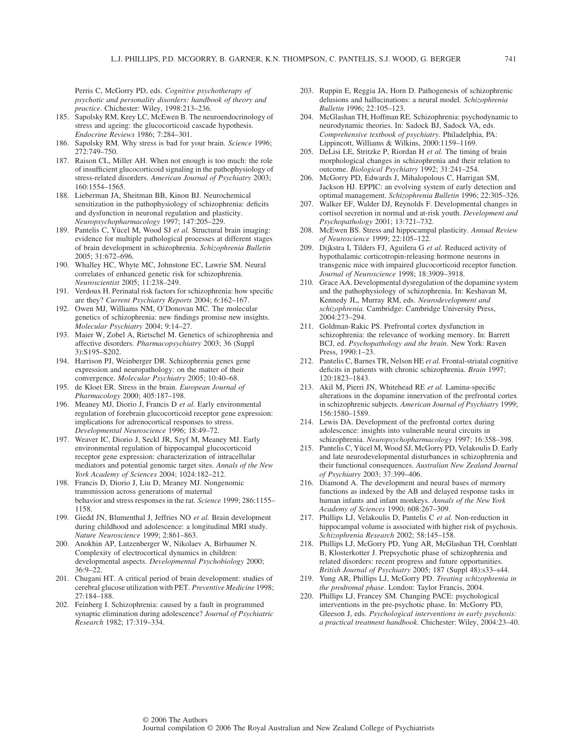Perris C, McGorry PD, eds. *Cognitive psychotherapy of psychotic and personality disorders: handbook of theory and practice*. Chichester: Wiley, 1998:213–236.

185. Sapolsky RM, Krey LC, McEwen B. The neuroendocrinology of stress and ageing: the glucocorticoid cascade hypothesis. *Endocrine Reviews* 1986; 7:284–301.
186. Sapolsky RM. Why stress is bad for your brain. *Science* 1996; 272:749–750.
187. Raison CL, Miller AH. When not enough is too much: the role of insufficient glucocorticoid signaling in the pathophysiology of stress-related disorders. *American Journal of Psychiatry* 2003; 160:1554–1565.
188. Lieberman JA, Sheitman BB, Kinon BJ. Neurochemical sensitization in the pathophysiology of schizophrenia: deficits and dysfunction in neuronal regulation and plasticity. *Neuropsychopharmacology* 1997; 147:205–229.
189. Pantelis C, Yücel M, Wood SJ *et al.* Structural brain imaging: evidence for multiple pathological processes at different stages of brain development in schizophrenia. *Schizophrenia Bulletin* 2005; 31:672–696.
190. Whalley HC, Whyte MC, Johnstone EC, Lawrie SM. Neural correlates of enhanced genetic risk for schizophrenia. *Neuroscientist* 2005; 11:238–249.
191. Verdoux H. Perinatal risk factors for schizophrenia: how specific are they? *Current Psychiatry Reports* 2004; 6:162–167.
192. Owen MJ, Williams NM, O'Donovan MC. The molecular genetics of schizophrenia: new findings promise new insights. *Molecular Psychiatry* 2004; 9:14–27.
193. Maier W, Zobel A, Rietschel M. Genetics of schizophrenia and affective disorders. *Pharmacopsychiatry* 2003; 36 (Suppl 3):S195–S202.
194. Harrison PJ, Weinberger DR. Schizophrenia genes gene expression and neuropathology: on the matter of their convergence. *Molecular Psychiatry* 2005; 10:40–68.
195. de Kloet ER. Stress in the brain. *European Journal of Pharmacology* 2000; 405:187–198.
196. Meaney MJ, Diorio J, Francis D *et al.* Early environmental regulation of forebrain glucocorticoid receptor gene expression: implications for adrenocortical responses to stress. *Developmental Neuroscience* 1996; 18:49–72.
197. Weaver IC, Diorio J, Seckl JR, Szyf M, Meaney MJ. Early environmental regulation of hippocampal glucocorticoid receptor gene expression: characterization of intracellular mediators and potential genomic target sites. *Annals of the New York Academy of Sciences* 2004; 1024:182–212.
198. Francis D, Diorio J, Liu D, Meaney MJ. Nongenomic transmission across generations of maternal behavior and stress responses in the rat. *Science* 1999; 286:1155–1158.
199. Giedd JN, Blumenthal J, Jeffries NO *et al.* Brain development during childhood and adolescence: a longitudinal MRI study. *Nature Neuroscience* 1999; 2:861–863.
200. Anokhin AP, Lutzenberger W, Nikolaev A, Birbaumer N. Complexity of electrocortical dynamics in children: developmental aspects. *Developmental Psychobiology* 2000; 36:9–22.
201. Chugani HT. A critical period of brain development: studies of cerebral glucose utilization with PET. *Preventive Medicine* 1998; 27:184–188.
202. Feinberg I. Schizophrenia: caused by a fault in programmed synaptic elimination during adolescence? *Journal of Psychiatric Research* 1982; 17:319–334.
203. Ruppin E, Reggia JA, Horn D. Pathogenesis of schizophrenic delusions and hallucinations: a neural model. *Schizophrenia Bulletin* 1996; 22:105–123.
204. McGlashan TH, Hoffman RE. Schizophrenia: psychodynamic to neurodynamic theories. In: Sadock BJ, Sadock VA, eds. *Comprehensive textbook of psychiatry*. Philadelphia, PA: Lippincott, Williams & Wilkins, 2000:1159–1169.
205. DeLisi LE, Stritzke P, Riordan H *et al.* The timing of brain morphological changes in schizophrenia and their relation to outcome. *Biological Psychiatry* 1992; 31:241–254.
206. McGorry PD, Edwards J, Mihalopolous C, Harrigan SM, Jackson HJ. EPPIC: an evolving system of early detection and optimal management. *Schizophrenia Bulletin* 1996; 22:305–326.
207. Walker EF, Walder DJ, Reynolds F. Developmental changes in cortisol secretion in normal and at-risk youth. *Development and Psychopathology* 2001; 13:721–732.
208. McEwen BS. Stress and hippocampal plasticity. *Annual Review of Neuroscience* 1999; 22:105–122.
209. Dijkstra I, Tilders FJ, Aguilera G *et al.* Reduced activity of hypothalamic corticotropin-releasing hormone neurons in transgenic mice with impaired glucocorticoid receptor function. *Journal of Neuroscience* 1998; 18:3909–3918.
210. Grace AA. Developmental dysregulation of the dopamine system and the pathophysiology of schizophrenia. In: Keshavan M, Kennedy JL, Murray RM, eds. *Neurodevelopment and schizophrenia*. Cambridge: Cambridge University Press, 2004:273–294.
211. Goldman-Rakic PS. Prefrontal cortex dysfunction in schizophrenia: the relevance of working memory. In: Barrett BCJ, ed. *Psychopathology and the brain*. New York: Raven Press, 1990:1–23.
212. Pantelis C, Barnes TR, Nelson HE *et al.* Frontal-striatal cognitive deficits in patients with chronic schizophrenia. *Brain* 1997; 120:1823–1843.
213. Akil M, Pierri JN, Whitehead RE *et al.* Lamina-specific alterations in the dopamine innervation of the prefrontal cortex in schizophrenic subjects. *American Journal of Psychiatry* 1999; 156:1580–1589.
214. Lewis DA. Development of the prefrontal cortex during adolescence: insights into vulnerable neural circuits in schizophrenia. *Neuropsychopharmacology* 1997; 16:358–398.
215. Pantelis C, Yücel M, Wood SJ, McGorry PD, Velakoulis D. Early and late neurodevelopmental disturbances in schizophrenia and their functional consequences. *Australian New Zealand Journal of Psychiatry* 2003; 37:399–406.
216. Diamond A. The development and neural bases of memory functions as indexed by the AB and delayed response tasks in human infants and infant monkeys. *Annals of the New York Academy of Sciences* 1990; 608:267–309.
217. Phillips LJ, Velakoulis D, Pantelis C *et al.* Non-reduction in hippocampal volume is associated with higher risk of psychosis. *Schizophrenia Research* 2002; 58:145–158.
218. Phillips LJ, McGorry PD, Yung AR, McGlashan TH, Cornblatt B, Klosterkotter J. Prepsychotic phase of schizophrenia and related disorders: recent progress and future opportunities. *British Journal of Psychiatry* 2005; 187 (Suppl 48):s33–s44.
219. Yung AR, Phillips LJ, McGorry PD. *Treating schizophrenia in the prodromal phase*. London: Taylor Francis, 2004.
220. Phillips LJ, Francey SM. Changing PACE: psychological interventions in the pre-psychotic phase. In: McGorry PD, Gleeson J, eds. *Psychological interventions in early psychosis: a practical treatment handbook*. Chichester: Wiley, 2004:23–40.